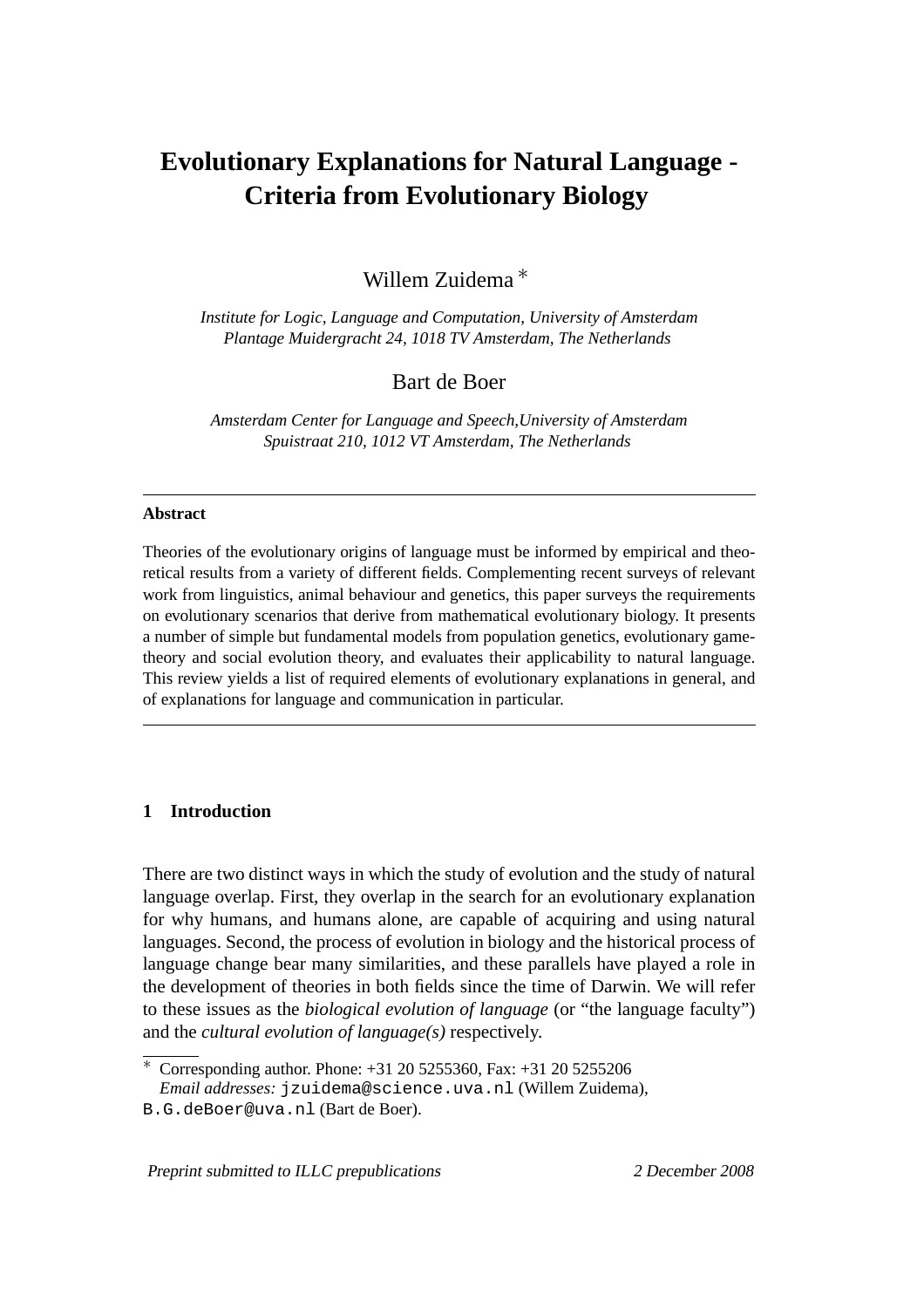# Evolutionary Explanations for Natural Language - Criteria from Evolutionary Biology

Willem Zuidema *

*Institute for Logic, Language and Computation, University of Amsterdam*
*Plantage Muidergracht 24, 1018 TV Amsterdam, The Netherlands*

Bart de Boer

*Amsterdam Center for Language and Speech,University of Amsterdam*
*Spuistraat 210, 1012 VT Amsterdam, The Netherlands*

---

**Abstract**

Theories of the evolutionary origins of language must be informed by empirical and theoretical results from a variety of different fields. Complementing recent surveys of relevant work from linguistics, animal behaviour and genetics, this paper surveys the requirements on evolutionary scenarios that derive from mathematical evolutionary biology. It presents a number of simple but fundamental models from population genetics, evolutionary game-theory and social evolution theory, and evaluates their applicability to natural language. This review yields a list of required elements of evolutionary explanations in general, and of explanations for language and communication in particular.

---

## 1 Introduction

There are two distinct ways in which the study of evolution and the study of natural language overlap. First, they overlap in the search for an evolutionary explanation for why humans, and humans alone, are capable of acquiring and using natural languages. Second, the process of evolution in biology and the historical process of language change bear many similarities, and these parallels have played a role in the development of theories in both fields since the time of Darwin. We will refer to these issues as the *biological evolution of language* (or "the language faculty") and the *cultural evolution of language(s)* respectively.

* Corresponding author. Phone: +31 20 5255360, Fax: +31 20 5255206
*Email addresses:* `jzuidema@science.uva.nl` (Willem Zuidema), `B.G.deBoer@uva.nl` (Bart de Boer).

*Preprint submitted to ILLC prepublications* *2 December 2008*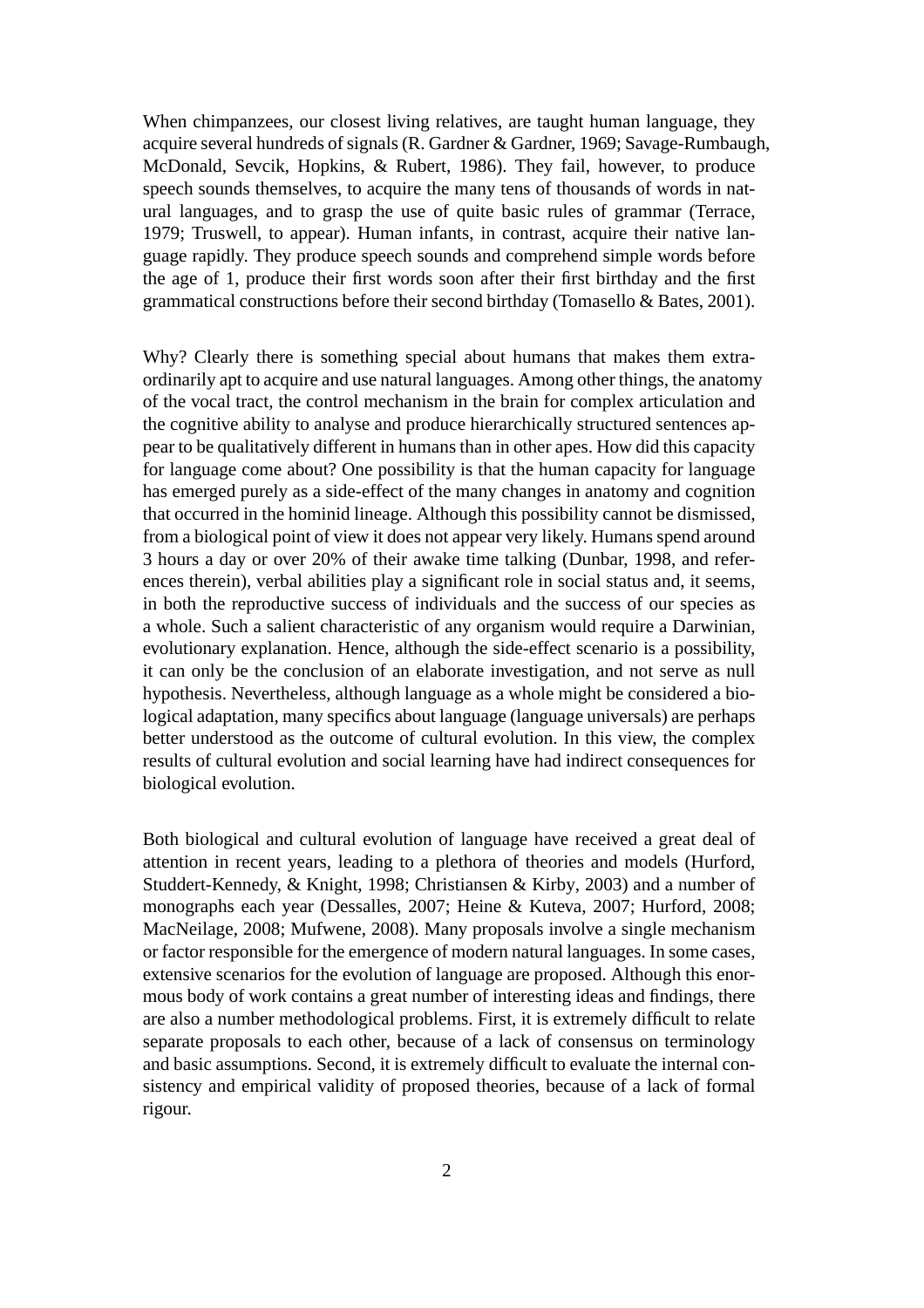When chimpanzees, our closest living relatives, are taught human language, they acquire several hundreds of signals (R. Gardner & Gardner, 1969; Savage-Rumbaugh, McDonald, Sevcik, Hopkins, & Rubert, 1986). They fail, however, to produce speech sounds themselves, to acquire the many tens of thousands of words in natural languages, and to grasp the use of quite basic rules of grammar (Terrace, 1979; Truswell, to appear). Human infants, in contrast, acquire their native language rapidly. They produce speech sounds and comprehend simple words before the age of 1, produce their first words soon after their first birthday and the first grammatical constructions before their second birthday (Tomasello & Bates, 2001).

Why? Clearly there is something special about humans that makes them extraordinarily apt to acquire and use natural languages. Among other things, the anatomy of the vocal tract, the control mechanism in the brain for complex articulation and the cognitive ability to analyse and produce hierarchically structured sentences appear to be qualitatively different in humans than in other apes. How did this capacity for language come about? One possibility is that the human capacity for language has emerged purely as a side-effect of the many changes in anatomy and cognition that occurred in the hominid lineage. Although this possibility cannot be dismissed, from a biological point of view it does not appear very likely. Humans spend around 3 hours a day or over 20% of their awake time talking (Dunbar, 1998, and references therein), verbal abilities play a significant role in social status and, it seems, in both the reproductive success of individuals and the success of our species as a whole. Such a salient characteristic of any organism would require a Darwinian, evolutionary explanation. Hence, although the side-effect scenario is a possibility, it can only be the conclusion of an elaborate investigation, and not serve as null hypothesis. Nevertheless, although language as a whole might be considered a biological adaptation, many specifics about language (language universals) are perhaps better understood as the outcome of cultural evolution. In this view, the complex results of cultural evolution and social learning have had indirect consequences for biological evolution.

Both biological and cultural evolution of language have received a great deal of attention in recent years, leading to a plethora of theories and models (Hurford, Studdert-Kennedy, & Knight, 1998; Christiansen & Kirby, 2003) and a number of monographs each year (Dessalles, 2007; Heine & Kuteva, 2007; Hurford, 2008; MacNeilage, 2008; Mufwene, 2008). Many proposals involve a single mechanism or factor responsible for the emergence of modern natural languages. In some cases, extensive scenarios for the evolution of language are proposed. Although this enormous body of work contains a great number of interesting ideas and findings, there are also a number methodological problems. First, it is extremely difficult to relate separate proposals to each other, because of a lack of consensus on terminology and basic assumptions. Second, it is extremely difficult to evaluate the internal consistency and empirical validity of proposed theories, because of a lack of formal rigour.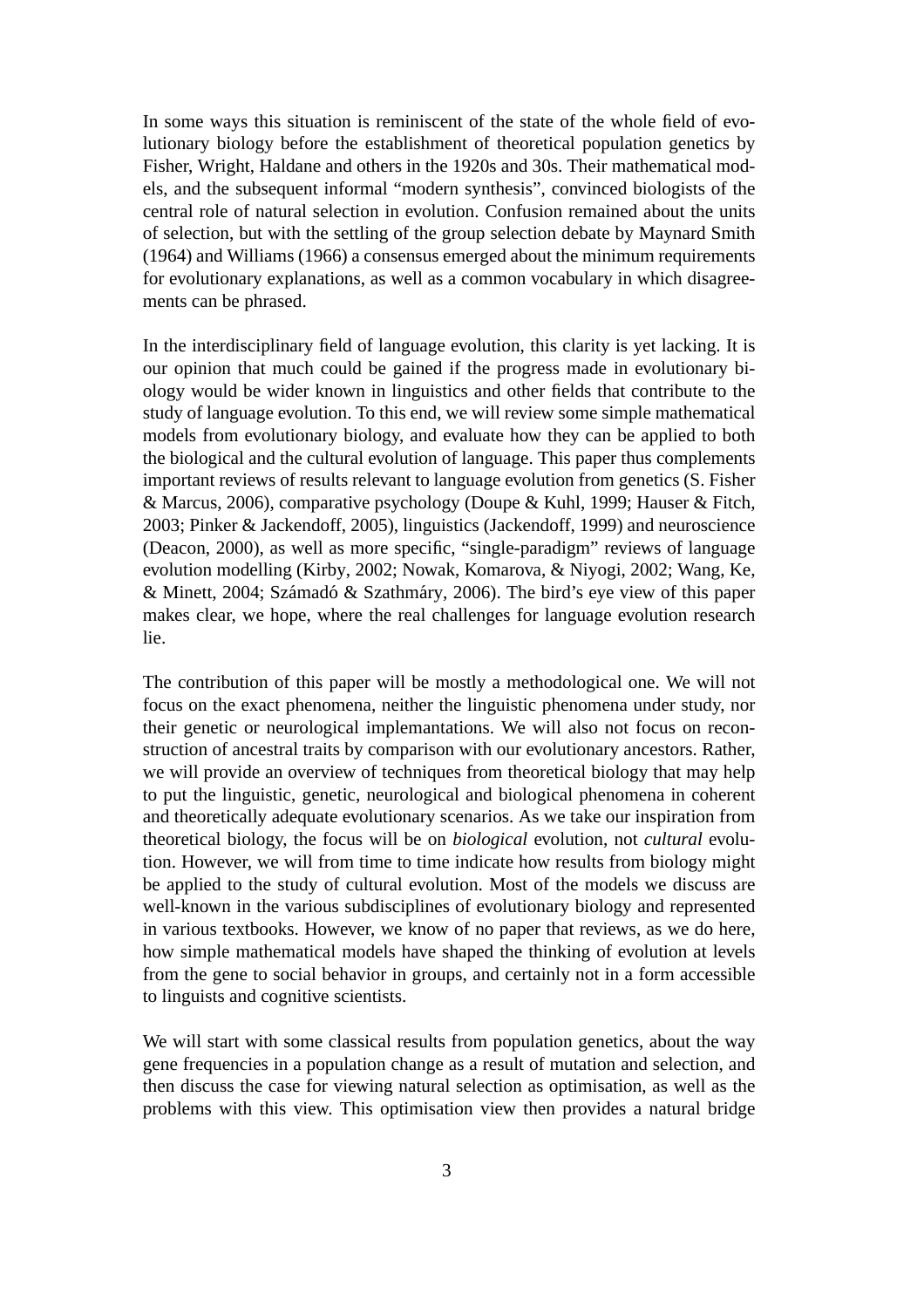In some ways this situation is reminiscent of the state of the whole field of evolutionary biology before the establishment of theoretical population genetics by Fisher, Wright, Haldane and others in the 1920s and 30s. Their mathematical models, and the subsequent informal "modern synthesis", convinced biologists of the central role of natural selection in evolution. Confusion remained about the units of selection, but with the settling of the group selection debate by Maynard Smith (1964) and Williams (1966) a consensus emerged about the minimum requirements for evolutionary explanations, as well as a common vocabulary in which disagreements can be phrased.

In the interdisciplinary field of language evolution, this clarity is yet lacking. It is our opinion that much could be gained if the progress made in evolutionary biology would be wider known in linguistics and other fields that contribute to the study of language evolution. To this end, we will review some simple mathematical models from evolutionary biology, and evaluate how they can be applied to both the biological and the cultural evolution of language. This paper thus complements important reviews of results relevant to language evolution from genetics (S. Fisher & Marcus, 2006), comparative psychology (Doupe & Kuhl, 1999; Hauser & Fitch, 2003; Pinker & Jackendoff, 2005), linguistics (Jackendoff, 1999) and neuroscience (Deacon, 2000), as well as more specific, "single-paradigm" reviews of language evolution modelling (Kirby, 2002; Nowak, Komarova, & Niyogi, 2002; Wang, Ke, & Minett, 2004; Számadó & Szathmáry, 2006). The bird's eye view of this paper makes clear, we hope, where the real challenges for language evolution research lie.

The contribution of this paper will be mostly a methodological one. We will not focus on the exact phenomena, neither the linguistic phenomena under study, nor their genetic or neurological implemantations. We will also not focus on reconstruction of ancestral traits by comparison with our evolutionary ancestors. Rather, we will provide an overview of techniques from theoretical biology that may help to put the linguistic, genetic, neurological and biological phenomena in coherent and theoretically adequate evolutionary scenarios. As we take our inspiration from theoretical biology, the focus will be on *biological* evolution, not *cultural* evolution. However, we will from time to time indicate how results from biology might be applied to the study of cultural evolution. Most of the models we discuss are well-known in the various subdisciplines of evolutionary biology and represented in various textbooks. However, we know of no paper that reviews, as we do here, how simple mathematical models have shaped the thinking of evolution at levels from the gene to social behavior in groups, and certainly not in a form accessible to linguists and cognitive scientists.

We will start with some classical results from population genetics, about the way gene frequencies in a population change as a result of mutation and selection, and then discuss the case for viewing natural selection as optimisation, as well as the problems with this view. This optimisation view then provides a natural bridge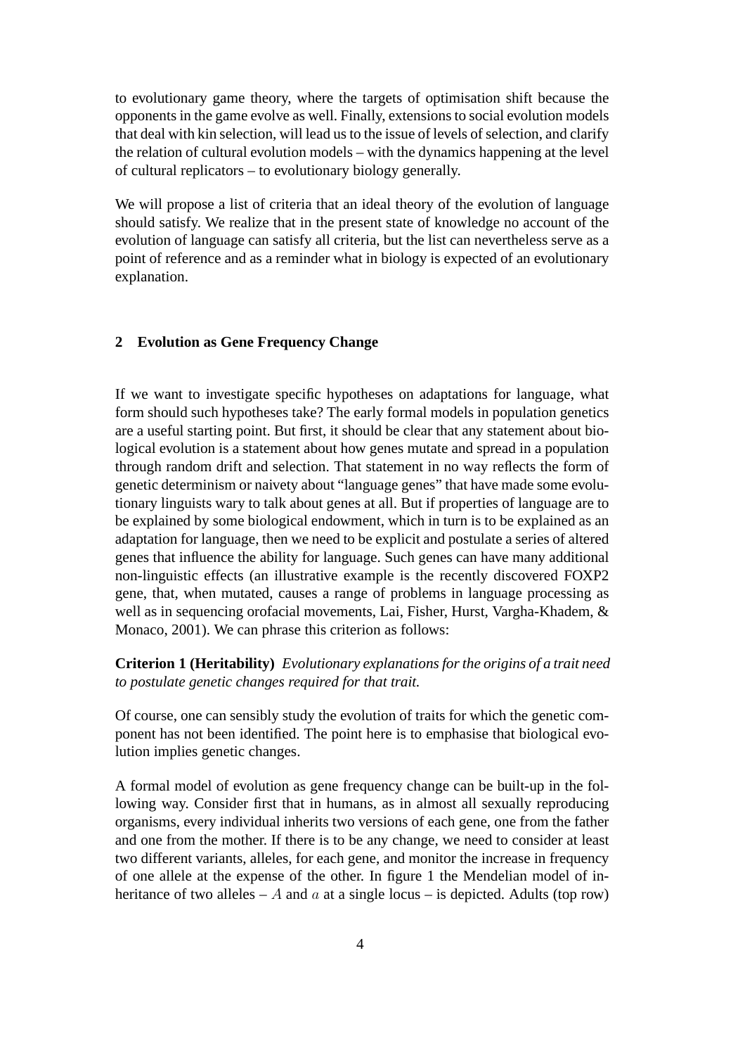to evolutionary game theory, where the targets of optimisation shift because the opponents in the game evolve as well. Finally, extensions to social evolution models that deal with kin selection, will lead us to the issue of levels of selection, and clarify the relation of cultural evolution models – with the dynamics happening at the level of cultural replicators – to evolutionary biology generally.

We will propose a list of criteria that an ideal theory of the evolution of language should satisfy. We realize that in the present state of knowledge no account of the evolution of language can satisfy all criteria, but the list can nevertheless serve as a point of reference and as a reminder what in biology is expected of an evolutionary explanation.

## 2 Evolution as Gene Frequency Change

If we want to investigate specific hypotheses on adaptations for language, what form should such hypotheses take? The early formal models in population genetics are a useful starting point. But first, it should be clear that any statement about biological evolution is a statement about how genes mutate and spread in a population through random drift and selection. That statement in no way reflects the form of genetic determinism or naivety about "language genes" that have made some evolutionary linguists wary to talk about genes at all. But if properties of language are to be explained by some biological endowment, which in turn is to be explained as an adaptation for language, then we need to be explicit and postulate a series of altered genes that influence the ability for language. Such genes can have many additional non-linguistic effects (an illustrative example is the recently discovered FOXP2 gene, that, when mutated, causes a range of problems in language processing as well as in sequencing orofacial movements, Lai, Fisher, Hurst, Vargha-Khadem, & Monaco, 2001). We can phrase this criterion as follows:

**Criterion 1 (Heritability)** *Evolutionary explanations for the origins of a trait need to postulate genetic changes required for that trait.*

Of course, one can sensibly study the evolution of traits for which the genetic component has not been identified. The point here is to emphasise that biological evolution implies genetic changes.

A formal model of evolution as gene frequency change can be built-up in the following way. Consider first that in humans, as in almost all sexually reproducing organisms, every individual inherits two versions of each gene, one from the father and one from the mother. If there is to be any change, we need to consider at least two different variants, alleles, for each gene, and monitor the increase in frequency of one allele at the expense of the other. In figure 1 the Mendelian model of inheritance of two alleles – $A$ and $a$ at a single locus – is depicted. Adults (top row)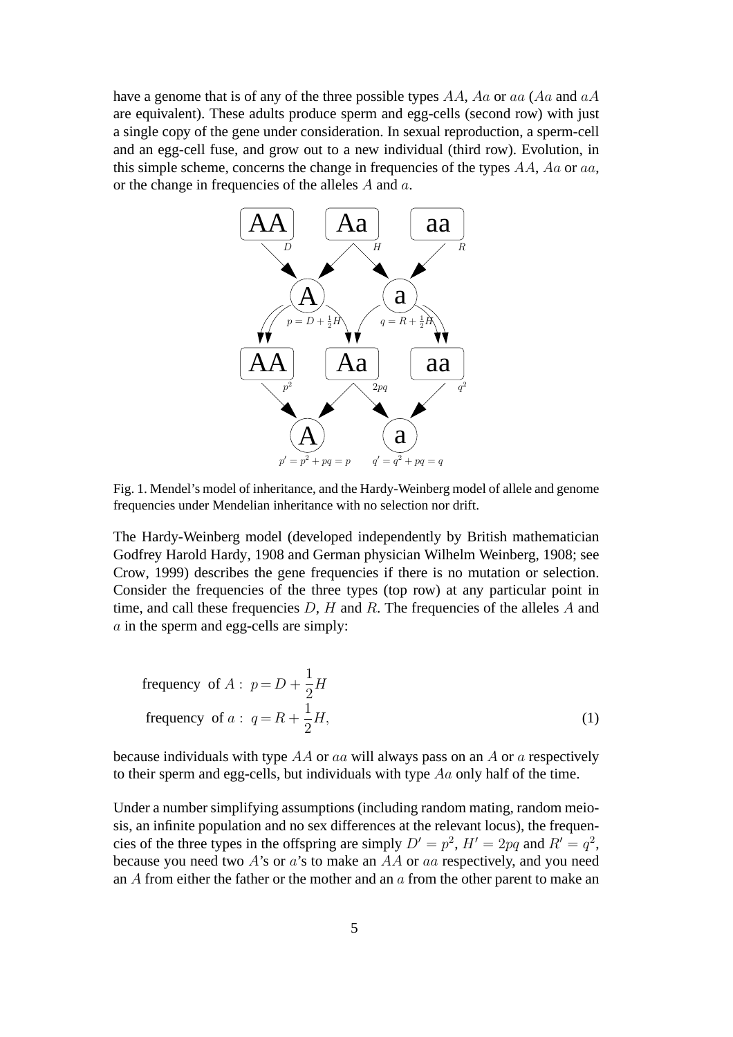have a genome that is of any of the three possible types $AA$, $Aa$ or $aa$ ($Aa$ and $aA$ are equivalent). These adults produce sperm and egg-cells (second row) with just a single copy of the gene under consideration. In sexual reproduction, a sperm-cell and an egg-cell fuse, and grow out to a new individual (third row). Evolution, in this simple scheme, concerns the change in frequencies of the types $AA$, $Aa$ or $aa$, or the change in frequencies of the alleles $A$ and $a$.

Fig. 1. Mendel's model of inheritance, and the Hardy-Weinberg model of allele and genome frequencies under Mendelian inheritance with no selection nor drift.

The Hardy-Weinberg model (developed independently by British mathematician Godfrey Harold Hardy, 1908 and German physician Wilhelm Weinberg, 1908; see Crow, 1999) describes the gene frequencies if there is no mutation or selection. Consider the frequencies of the three types (top row) at any particular point in time, and call these frequencies $D$, $H$ and $R$. The frequencies of the alleles $A$ and $a$ in the sperm and egg-cells are simply:

$$\begin{aligned} \text{frequency of } A: \ & p = D + \frac{1}{2}H \\ \text{frequency of } a: \ & q = R + \frac{1}{2}H, \end{aligned} \tag{1}$$

because individuals with type $AA$ or $aa$ will always pass on an $A$ or $a$ respectively to their sperm and egg-cells, but individuals with type $Aa$ only half of the time.

Under a number simplifying assumptions (including random mating, random meiosis, an infinite population and no sex differences at the relevant locus), the frequencies of the three types in the offspring are simply $D' = p^2$, $H' = 2pq$ and $R' = q^2$, because you need two $A$'s or $a$'s to make an $AA$ or $aa$ respectively, and you need an $A$ from either the father or the mother and an $a$ from the other parent to make an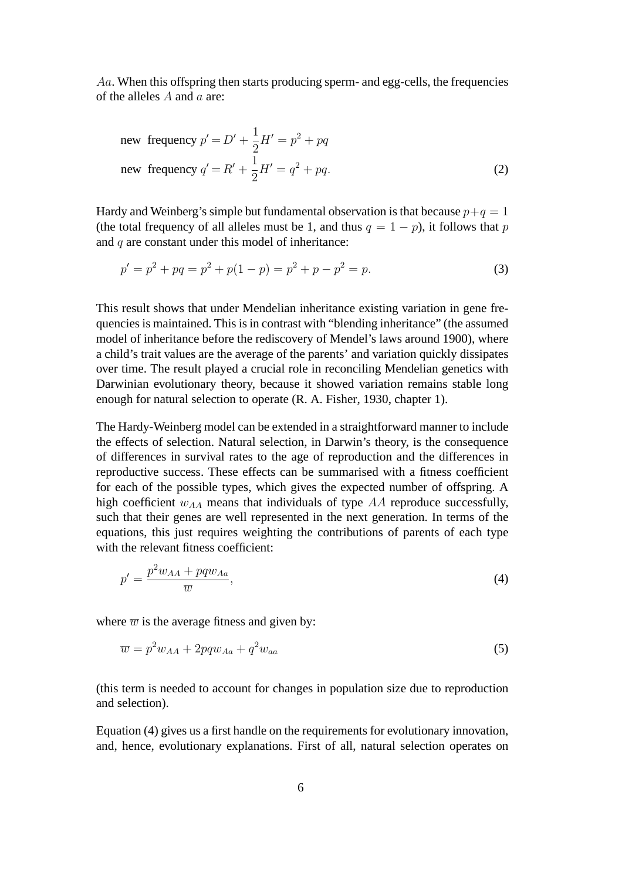$Aa$. When this offspring then starts producing sperm- and egg-cells, the frequencies of the alleles $A$ and $a$ are:

$$\begin{aligned} \text{new frequency } p' &= D' + \frac{1}{2}H' = p^2 + pq \\ \text{new frequency } q' &= R' + \frac{1}{2}H' = q^2 + pq. \end{aligned} \tag{2}$$

Hardy and Weinberg's simple but fundamental observation is that because $p+q=1$ (the total frequency of all alleles must be 1, and thus $q = 1-p$), it follows that $p$ and $q$ are constant under this model of inheritance:

$$p' = p^2 + pq = p^2 + p(1-p) = p^2 + p - p^2 = p. \tag{3}$$

This result shows that under Mendelian inheritance existing variation in gene frequencies is maintained. This is in contrast with "blending inheritance" (the assumed model of inheritance before the rediscovery of Mendel's laws around 1900), where a child's trait values are the average of the parents' and variation quickly dissipates over time. The result played a crucial role in reconciling Mendelian genetics with Darwinian evolutionary theory, because it showed variation remains stable long enough for natural selection to operate (R. A. Fisher, 1930, chapter 1).

The Hardy-Weinberg model can be extended in a straightforward manner to include the effects of selection. Natural selection, in Darwin's theory, is the consequence of differences in survival rates to the age of reproduction and the differences in reproductive success. These effects can be summarised with a fitness coefficient for each of the possible types, which gives the expected number of offspring. A high coefficient $w_{AA}$ means that individuals of type $AA$ reproduce successfully, such that their genes are well represented in the next generation. In terms of the equations, this just requires weighting the contributions of parents of each type with the relevant fitness coefficient:

$$p' = \frac{p^2 w_{AA} + pq w_{Aa}}{\overline{w}}, \tag{4}$$

where $\overline{w}$ is the average fitness and given by:

$$\overline{w} = p^2 w_{AA} + 2pq w_{Aa} + q^2 w_{aa} \tag{5}$$

(this term is needed to account for changes in population size due to reproduction and selection).

Equation (4) gives us a first handle on the requirements for evolutionary innovation, and, hence, evolutionary explanations. First of all, natural selection operates on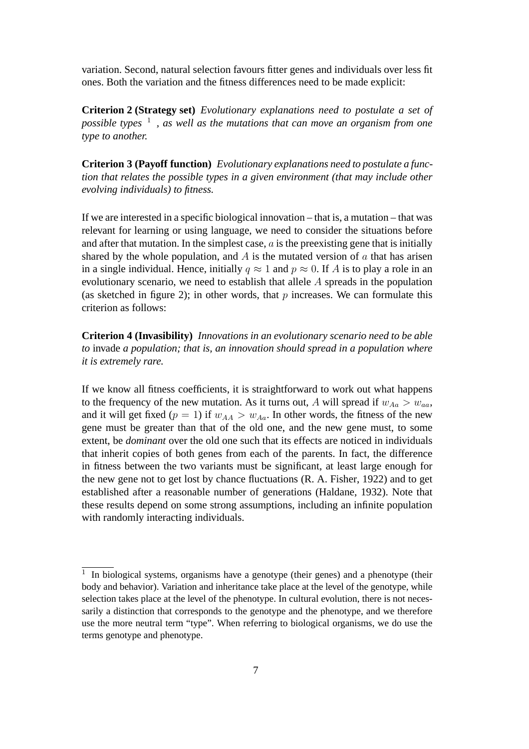variation. Second, natural selection favours fitter genes and individuals over less fit ones. Both the variation and the fitness differences need to be made explicit:

**Criterion 2 (Strategy set)** *Evolutionary explanations need to postulate a set of possible types* [1] *, as well as the mutations that can move an organism from one type to another.*

**Criterion 3 (Payoff function)** *Evolutionary explanations need to postulate a function that relates the possible types in a given environment (that may include other evolving individuals) to fitness.*

If we are interested in a specific biological innovation – that is, a mutation – that was relevant for learning or using language, we need to consider the situations before and after that mutation. In the simplest case, $a$ is the preexisting gene that is initially shared by the whole population, and $A$ is the mutated version of $a$ that has arisen in a single individual. Hence, initially $q \approx 1$ and $p \approx 0$. If $A$ is to play a role in an evolutionary scenario, we need to establish that allele $A$ spreads in the population (as sketched in figure 2); in other words, that $p$ increases. We can formulate this criterion as follows:

**Criterion 4 (Invasibility)** *Innovations in an evolutionary scenario need to be able to* invade *a population; that is, an innovation should spread in a population where it is extremely rare.*

If we know all fitness coefficients, it is straightforward to work out what happens to the frequency of the new mutation. As it turns out, $A$ will spread if $w_{Aa} > w_{aa}$, and it will get fixed ($p = 1$) if $w_{AA} > w_{Aa}$. In other words, the fitness of the new gene must be greater than that of the old one, and the new gene must, to some extent, be *dominant* over the old one such that its effects are noticed in individuals that inherit copies of both genes from each of the parents. In fact, the difference in fitness between the two variants must be significant, at least large enough for the new gene not to get lost by chance fluctuations (R. A. Fisher, 1922) and to get established after a reasonable number of generations (Haldane, 1932). Note that these results depend on some strong assumptions, including an infinite population with randomly interacting individuals.

[1] In biological systems, organisms have a genotype (their genes) and a phenotype (their body and behavior). Variation and inheritance take place at the level of the genotype, while selection takes place at the level of the phenotype. In cultural evolution, there is not necessarily a distinction that corresponds to the genotype and the phenotype, and we therefore use the more neutral term "type". When referring to biological organisms, we do use the terms genotype and phenotype.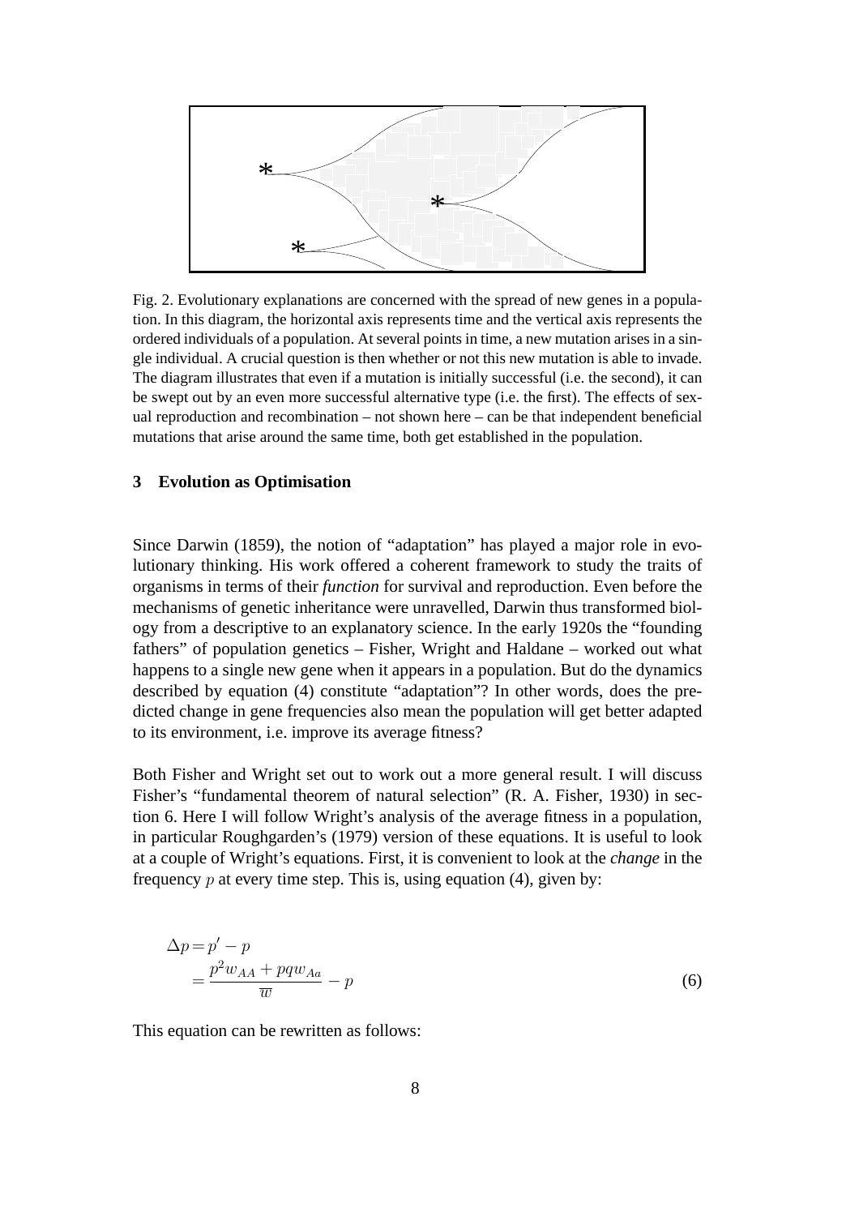Fig. 2. Evolutionary explanations are concerned with the spread of new genes in a population. In this diagram, the horizontal axis represents time and the vertical axis represents the ordered individuals of a population. At several points in time, a new mutation arises in a single individual. A crucial question is then whether or not this new mutation is able to invade. The diagram illustrates that even if a mutation is initially successful (i.e. the second), it can be swept out by an even more successful alternative type (i.e. the first). The effects of sexual reproduction and recombination – not shown here – can be that independent beneficial mutations that arise around the same time, both get established in the population.

## 3 Evolution as Optimisation

Since Darwin (1859), the notion of "adaptation" has played a major role in evolutionary thinking. His work offered a coherent framework to study the traits of organisms in terms of their *function* for survival and reproduction. Even before the mechanisms of genetic inheritance were unravelled, Darwin thus transformed biology from a descriptive to an explanatory science. In the early 1920s the "founding fathers" of population genetics – Fisher, Wright and Haldane – worked out what happens to a single new gene when it appears in a population. But do the dynamics described by equation (4) constitute "adaptation"? In other words, does the predicted change in gene frequencies also mean the population will get better adapted to its environment, i.e. improve its average fitness?

Both Fisher and Wright set out to work out a more general result. I will discuss Fisher's "fundamental theorem of natural selection" (R. A. Fisher, 1930) in section 6. Here I will follow Wright's analysis of the average fitness in a population, in particular Roughgarden's (1979) version of these equations. It is useful to look at a couple of Wright's equations. First, it is convenient to look at the *change* in the frequency $p$ at every time step. This is, using equation (4), given by:

$$\begin{aligned}\Delta p &= p' - p \\ &= \frac{p^2 w_{AA} + pq w_{Aa}}{\overline{w}} - p\end{aligned} \tag{6}$$

This equation can be rewritten as follows: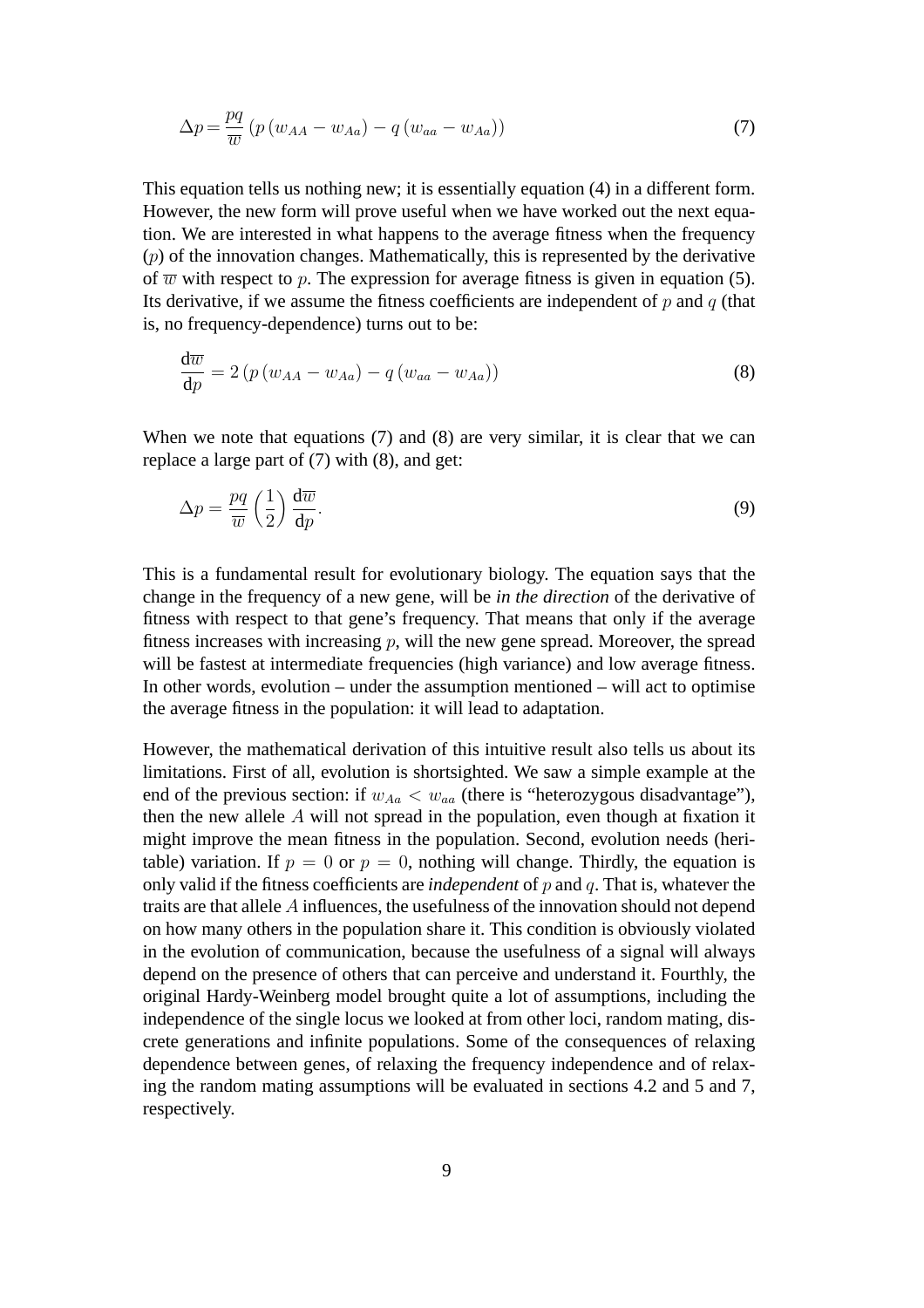$$\Delta p = \frac{pq}{\overline{w}} \left( p \left( w_{AA} - w_{Aa} \right) - q \left( w_{aa} - w_{Aa} \right) \right) \tag{7}$$

This equation tells us nothing new; it is essentially equation (4) in a different form. However, the new form will prove useful when we have worked out the next equation. We are interested in what happens to the average fitness when the frequency ($p$) of the innovation changes. Mathematically, this is represented by the derivative of $\overline{w}$ with respect to $p$. The expression for average fitness is given in equation (5). Its derivative, if we assume the fitness coefficients are independent of $p$ and $q$ (that is, no frequency-dependence) turns out to be:

$$\frac{\mathrm{d}\overline{w}}{\mathrm{d}p} = 2 \left( p \left( w_{AA} - w_{Aa} \right) - q \left( w_{aa} - w_{Aa} \right) \right) \tag{8}$$

When we note that equations (7) and (8) are very similar, it is clear that we can replace a large part of (7) with (8), and get:

$$\Delta p = \frac{pq}{\overline{w}} \left( \frac{1}{2} \right) \frac{\mathrm{d}\overline{w}}{\mathrm{d}p}. \tag{9}$$

This is a fundamental result for evolutionary biology. The equation says that the change in the frequency of a new gene, will be *in the direction* of the derivative of fitness with respect to that gene's frequency. That means that only if the average fitness increases with increasing $p$, will the new gene spread. Moreover, the spread will be fastest at intermediate frequencies (high variance) and low average fitness. In other words, evolution – under the assumption mentioned – will act to optimise the average fitness in the population: it will lead to adaptation.

However, the mathematical derivation of this intuitive result also tells us about its limitations. First of all, evolution is shortsighted. We saw a simple example at the end of the previous section: if $w_{Aa} < w_{aa}$ (there is "heterozygous disadvantage"), then the new allele $A$ will not spread in the population, even though at fixation it might improve the mean fitness in the population. Second, evolution needs (heritable) variation. If $p = 0$ or $p = 0$, nothing will change. Thirdly, the equation is only valid if the fitness coefficients are *independent* of $p$ and $q$. That is, whatever the traits are that allele $A$ influences, the usefulness of the innovation should not depend on how many others in the population share it. This condition is obviously violated in the evolution of communication, because the usefulness of a signal will always depend on the presence of others that can perceive and understand it. Fourthly, the original Hardy-Weinberg model brought quite a lot of assumptions, including the independence of the single locus we looked at from other loci, random mating, discrete generations and infinite populations. Some of the consequences of relaxing dependence between genes, of relaxing the frequency independence and of relaxing the random mating assumptions will be evaluated in sections 4.2 and 5 and 7, respectively.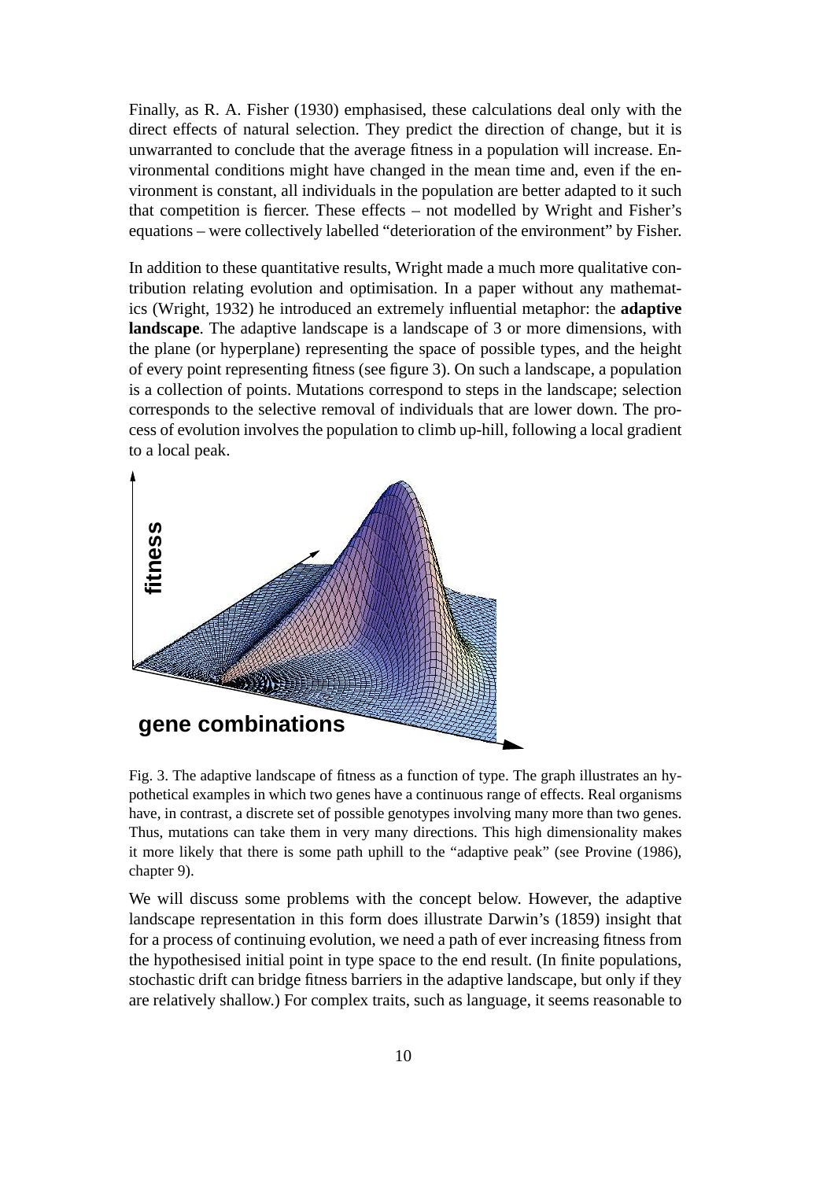Finally, as R. A. Fisher (1930) emphasised, these calculations deal only with the direct effects of natural selection. They predict the direction of change, but it is unwarranted to conclude that the average fitness in a population will increase. Environmental conditions might have changed in the mean time and, even if the environment is constant, all individuals in the population are better adapted to it such that competition is fiercer. These effects – not modelled by Wright and Fisher's equations – were collectively labelled "deterioration of the environment" by Fisher.

In addition to these quantitative results, Wright made a much more qualitative contribution relating evolution and optimisation. In a paper without any mathematics (Wright, 1932) he introduced an extremely influential metaphor: the **adaptive landscape**. The adaptive landscape is a landscape of 3 or more dimensions, with the plane (or hyperplane) representing the space of possible types, and the height of every point representing fitness (see figure 3). On such a landscape, a population is a collection of points. Mutations correspond to steps in the landscape; selection corresponds to the selective removal of individuals that are lower down. The process of evolution involves the population to climb up-hill, following a local gradient to a local peak.

Fig. 3. The adaptive landscape of fitness as a function of type. The graph illustrates an hypothetical examples in which two genes have a continuous range of effects. Real organisms have, in contrast, a discrete set of possible genotypes involving many more than two genes. Thus, mutations can take them in very many directions. This high dimensionality makes it more likely that there is some path uphill to the "adaptive peak" (see Provine (1986), chapter 9).

We will discuss some problems with the concept below. However, the adaptive landscape representation in this form does illustrate Darwin's (1859) insight that for a process of continuing evolution, we need a path of ever increasing fitness from the hypothesised initial point in type space to the end result. (In finite populations, stochastic drift can bridge fitness barriers in the adaptive landscape, but only if they are relatively shallow.) For complex traits, such as language, it seems reasonable to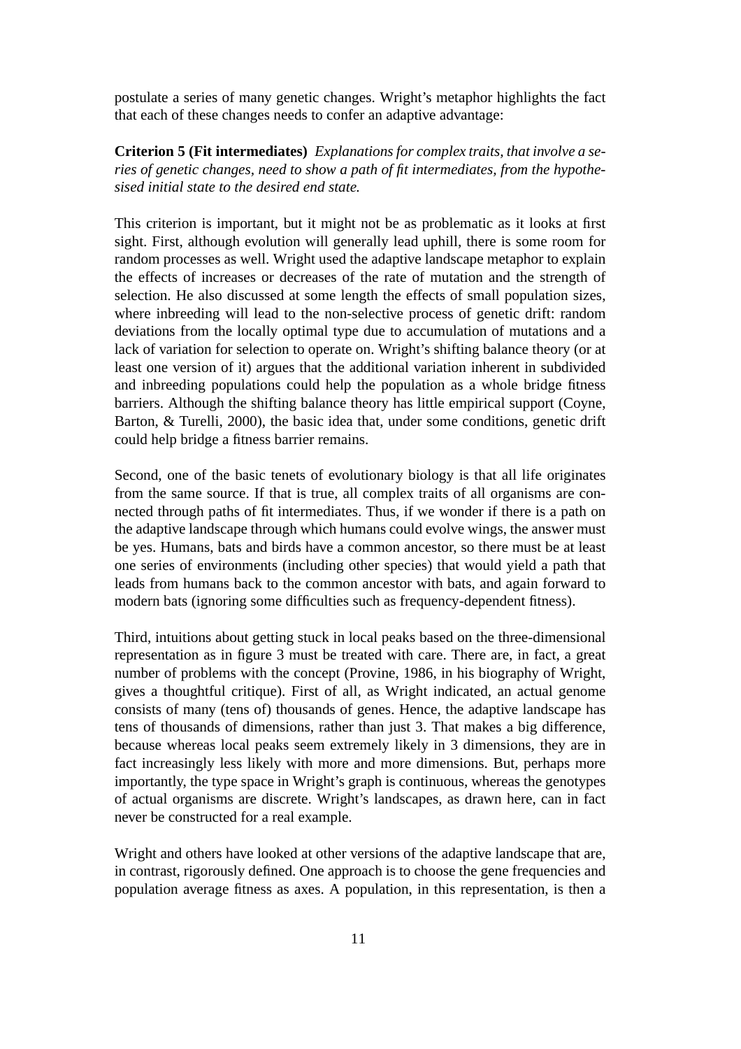postulate a series of many genetic changes. Wright's metaphor highlights the fact that each of these changes needs to confer an adaptive advantage:

**Criterion 5 (Fit intermediates)** *Explanations for complex traits, that involve a series of genetic changes, need to show a path of fit intermediates, from the hypothesised initial state to the desired end state.*

This criterion is important, but it might not be as problematic as it looks at first sight. First, although evolution will generally lead uphill, there is some room for random processes as well. Wright used the adaptive landscape metaphor to explain the effects of increases or decreases of the rate of mutation and the strength of selection. He also discussed at some length the effects of small population sizes, where inbreeding will lead to the non-selective process of genetic drift: random deviations from the locally optimal type due to accumulation of mutations and a lack of variation for selection to operate on. Wright's shifting balance theory (or at least one version of it) argues that the additional variation inherent in subdivided and inbreeding populations could help the population as a whole bridge fitness barriers. Although the shifting balance theory has little empirical support (Coyne, Barton, & Turelli, 2000), the basic idea that, under some conditions, genetic drift could help bridge a fitness barrier remains.

Second, one of the basic tenets of evolutionary biology is that all life originates from the same source. If that is true, all complex traits of all organisms are connected through paths of fit intermediates. Thus, if we wonder if there is a path on the adaptive landscape through which humans could evolve wings, the answer must be yes. Humans, bats and birds have a common ancestor, so there must be at least one series of environments (including other species) that would yield a path that leads from humans back to the common ancestor with bats, and again forward to modern bats (ignoring some difficulties such as frequency-dependent fitness).

Third, intuitions about getting stuck in local peaks based on the three-dimensional representation as in figure 3 must be treated with care. There are, in fact, a great number of problems with the concept (Provine, 1986, in his biography of Wright, gives a thoughtful critique). First of all, as Wright indicated, an actual genome consists of many (tens of) thousands of genes. Hence, the adaptive landscape has tens of thousands of dimensions, rather than just 3. That makes a big difference, because whereas local peaks seem extremely likely in 3 dimensions, they are in fact increasingly less likely with more and more dimensions. But, perhaps more importantly, the type space in Wright's graph is continuous, whereas the genotypes of actual organisms are discrete. Wright's landscapes, as drawn here, can in fact never be constructed for a real example.

Wright and others have looked at other versions of the adaptive landscape that are, in contrast, rigorously defined. One approach is to choose the gene frequencies and population average fitness as axes. A population, in this representation, is then a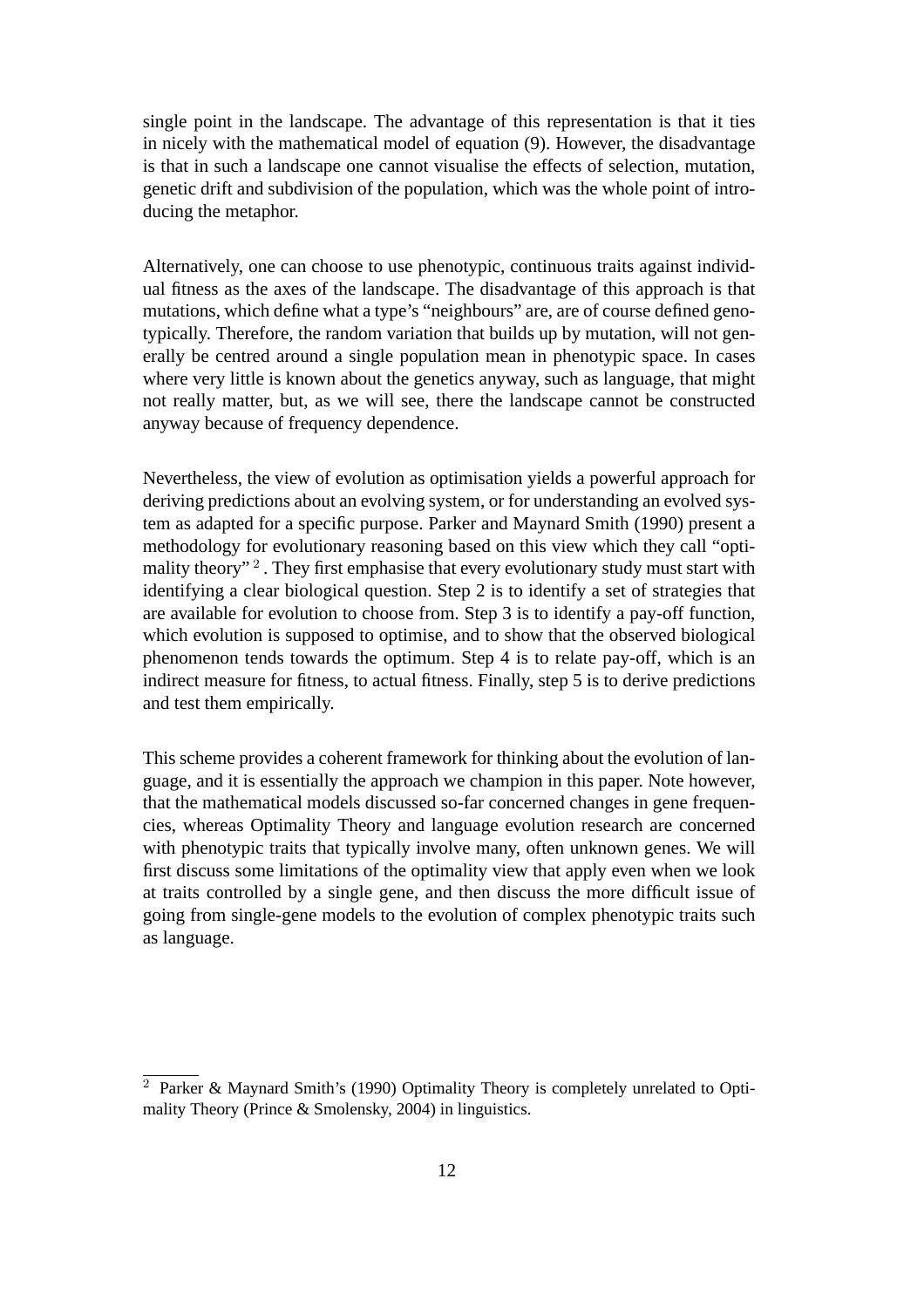single point in the landscape. The advantage of this representation is that it ties in nicely with the mathematical model of equation (9). However, the disadvantage is that in such a landscape one cannot visualise the effects of selection, mutation, genetic drift and subdivision of the population, which was the whole point of introducing the metaphor.

Alternatively, one can choose to use phenotypic, continuous traits against individual fitness as the axes of the landscape. The disadvantage of this approach is that mutations, which define what a type's "neighbours" are, are of course defined genotypically. Therefore, the random variation that builds up by mutation, will not generally be centred around a single population mean in phenotypic space. In cases where very little is known about the genetics anyway, such as language, that might not really matter, but, as we will see, there the landscape cannot be constructed anyway because of frequency dependence.

Nevertheless, the view of evolution as optimisation yields a powerful approach for deriving predictions about an evolving system, or for understanding an evolved system as adapted for a specific purpose. Parker and Maynard Smith (1990) present a methodology for evolutionary reasoning based on this view which they call "optimality theory" [2] . They first emphasise that every evolutionary study must start with identifying a clear biological question. Step 2 is to identify a set of strategies that are available for evolution to choose from. Step 3 is to identify a pay-off function, which evolution is supposed to optimise, and to show that the observed biological phenomenon tends towards the optimum. Step 4 is to relate pay-off, which is an indirect measure for fitness, to actual fitness. Finally, step 5 is to derive predictions and test them empirically.

This scheme provides a coherent framework for thinking about the evolution of language, and it is essentially the approach we champion in this paper. Note however, that the mathematical models discussed so-far concerned changes in gene frequencies, whereas Optimality Theory and language evolution research are concerned with phenotypic traits that typically involve many, often unknown genes. We will first discuss some limitations of the optimality view that apply even when we look at traits controlled by a single gene, and then discuss the more difficult issue of going from single-gene models to the evolution of complex phenotypic traits such as language.

[2] Parker & Maynard Smith's (1990) Optimality Theory is completely unrelated to Optimality Theory (Prince & Smolensky, 2004) in linguistics.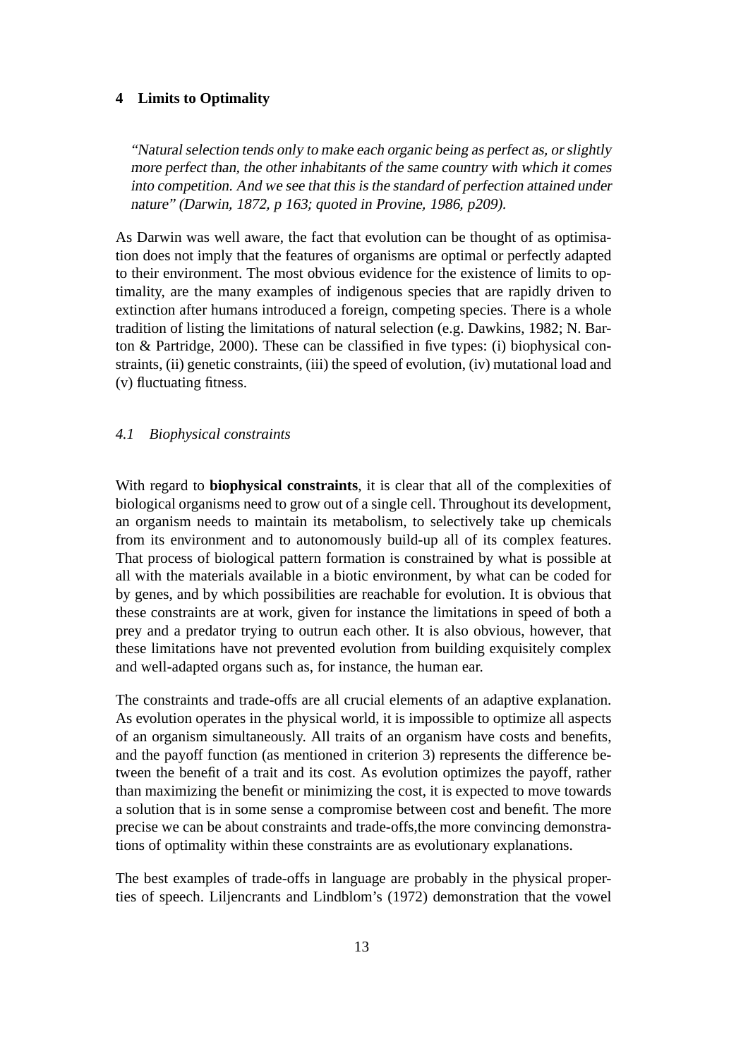## 4 Limits to Optimality

> *"Natural selection tends only to make each organic being as perfect as, or slightly more perfect than, the other inhabitants of the same country with which it comes into competition. And we see that this is the standard of perfection attained under nature" (Darwin, 1872, p 163; quoted in Provine, 1986, p209).*

As Darwin was well aware, the fact that evolution can be thought of as optimisation does not imply that the features of organisms are optimal or perfectly adapted to their environment. The most obvious evidence for the existence of limits to optimality, are the many examples of indigenous species that are rapidly driven to extinction after humans introduced a foreign, competing species. There is a whole tradition of listing the limitations of natural selection (e.g. Dawkins, 1982; N. Barton & Partridge, 2000). These can be classified in five types: (i) biophysical constraints, (ii) genetic constraints, (iii) the speed of evolution, (iv) mutational load and (v) fluctuating fitness.

### *4.1 Biophysical constraints*

With regard to **biophysical constraints**, it is clear that all of the complexities of biological organisms need to grow out of a single cell. Throughout its development, an organism needs to maintain its metabolism, to selectively take up chemicals from its environment and to autonomously build-up all of its complex features. That process of biological pattern formation is constrained by what is possible at all with the materials available in a biotic environment, by what can be coded for by genes, and by which possibilities are reachable for evolution. It is obvious that these constraints are at work, given for instance the limitations in speed of both a prey and a predator trying to outrun each other. It is also obvious, however, that these limitations have not prevented evolution from building exquisitely complex and well-adapted organs such as, for instance, the human ear.

The constraints and trade-offs are all crucial elements of an adaptive explanation. As evolution operates in the physical world, it is impossible to optimize all aspects of an organism simultaneously. All traits of an organism have costs and benefits, and the payoff function (as mentioned in criterion 3) represents the difference between the benefit of a trait and its cost. As evolution optimizes the payoff, rather than maximizing the benefit or minimizing the cost, it is expected to move towards a solution that is in some sense a compromise between cost and benefit. The more precise we can be about constraints and trade-offs,the more convincing demonstrations of optimality within these constraints are as evolutionary explanations.

The best examples of trade-offs in language are probably in the physical properties of speech. Liljencrants and Lindblom's (1972) demonstration that the vowel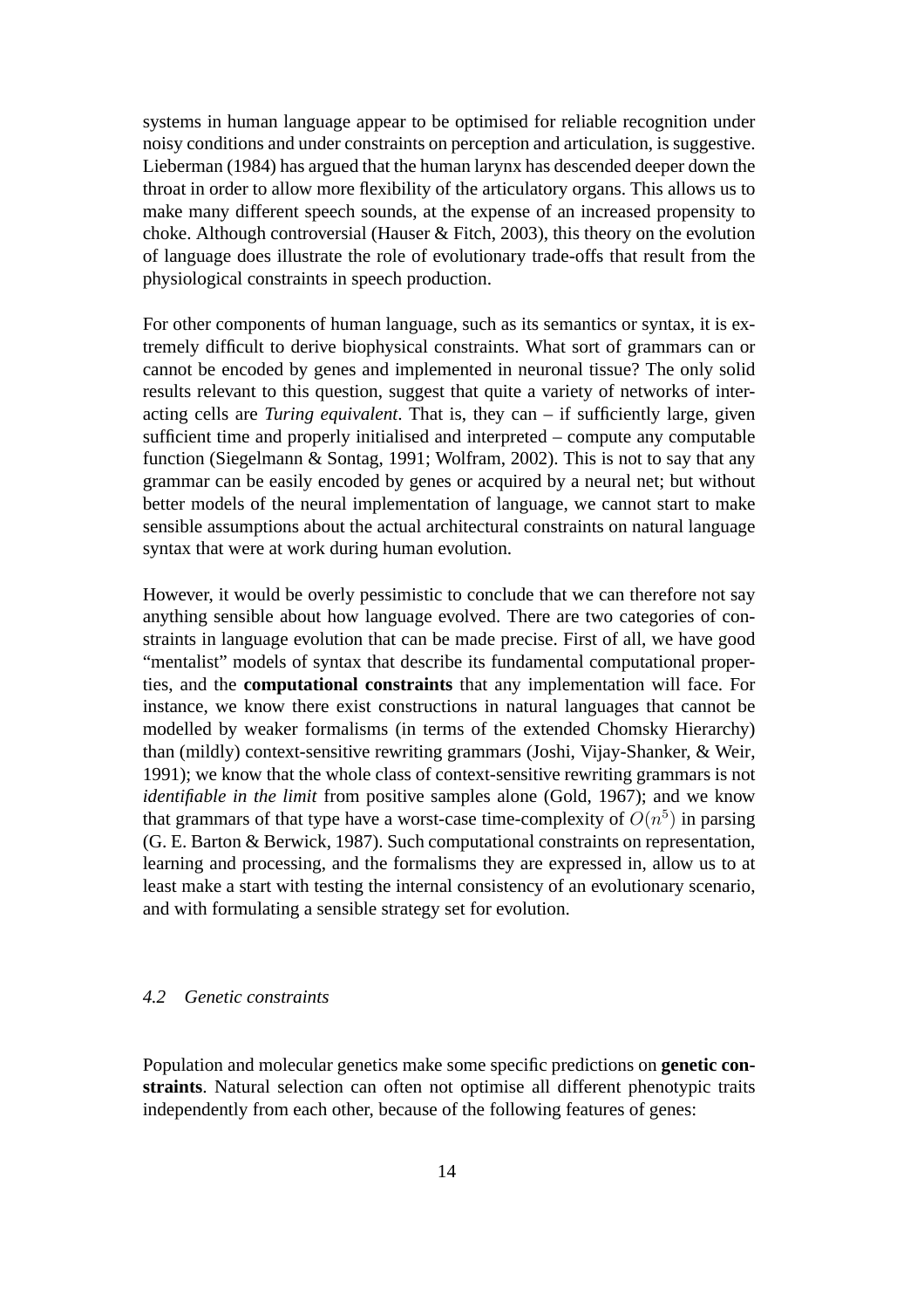systems in human language appear to be optimised for reliable recognition under noisy conditions and under constraints on perception and articulation, is suggestive. Lieberman (1984) has argued that the human larynx has descended deeper down the throat in order to allow more flexibility of the articulatory organs. This allows us to make many different speech sounds, at the expense of an increased propensity to choke. Although controversial (Hauser & Fitch, 2003), this theory on the evolution of language does illustrate the role of evolutionary trade-offs that result from the physiological constraints in speech production.

For other components of human language, such as its semantics or syntax, it is extremely difficult to derive biophysical constraints. What sort of grammars can or cannot be encoded by genes and implemented in neuronal tissue? The only solid results relevant to this question, suggest that quite a variety of networks of interacting cells are *Turing equivalent*. That is, they can – if sufficiently large, given sufficient time and properly initialised and interpreted – compute any computable function (Siegelmann & Sontag, 1991; Wolfram, 2002). This is not to say that any grammar can be easily encoded by genes or acquired by a neural net; but without better models of the neural implementation of language, we cannot start to make sensible assumptions about the actual architectural constraints on natural language syntax that were at work during human evolution.

However, it would be overly pessimistic to conclude that we can therefore not say anything sensible about how language evolved. There are two categories of constraints in language evolution that can be made precise. First of all, we have good "mentalist" models of syntax that describe its fundamental computational properties, and the **computational constraints** that any implementation will face. For instance, we know there exist constructions in natural languages that cannot be modelled by weaker formalisms (in terms of the extended Chomsky Hierarchy) than (mildly) context-sensitive rewriting grammars (Joshi, Vijay-Shanker, & Weir, 1991); we know that the whole class of context-sensitive rewriting grammars is not *identifiable in the limit* from positive samples alone (Gold, 1967); and we know that grammars of that type have a worst-case time-complexity of $O(n^5)$ in parsing (G. E. Barton & Berwick, 1987). Such computational constraints on representation, learning and processing, and the formalisms they are expressed in, allow us to at least make a start with testing the internal consistency of an evolutionary scenario, and with formulating a sensible strategy set for evolution.

### *4.2 Genetic constraints*

Population and molecular genetics make some specific predictions on **genetic constraints**. Natural selection can often not optimise all different phenotypic traits independently from each other, because of the following features of genes: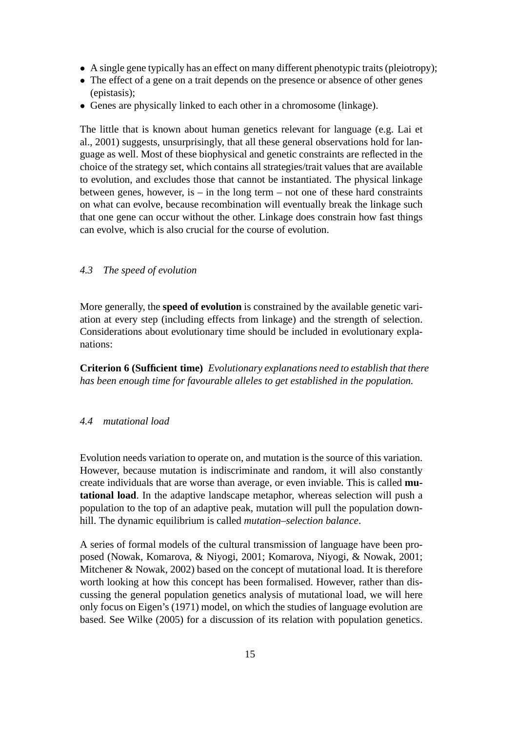- A single gene typically has an effect on many different phenotypic traits (pleiotropy);
- The effect of a gene on a trait depends on the presence or absence of other genes (epistasis);
- Genes are physically linked to each other in a chromosome (linkage).

The little that is known about human genetics relevant for language (e.g. Lai et al., 2001) suggests, unsurprisingly, that all these general observations hold for language as well. Most of these biophysical and genetic constraints are reflected in the choice of the strategy set, which contains all strategies/trait values that are available to evolution, and excludes those that cannot be instantiated. The physical linkage between genes, however, is – in the long term – not one of these hard constraints on what can evolve, because recombination will eventually break the linkage such that one gene can occur without the other. Linkage does constrain how fast things can evolve, which is also crucial for the course of evolution.

### *4.3 The speed of evolution*

More generally, the **speed of evolution** is constrained by the available genetic variation at every step (including effects from linkage) and the strength of selection. Considerations about evolutionary time should be included in evolutionary explanations:

**Criterion 6 (Sufficient time)** *Evolutionary explanations need to establish that there has been enough time for favourable alleles to get established in the population.*

### *4.4 mutational load*

Evolution needs variation to operate on, and mutation is the source of this variation. However, because mutation is indiscriminate and random, it will also constantly create individuals that are worse than average, or even inviable. This is called **mutational load**. In the adaptive landscape metaphor, whereas selection will push a population to the top of an adaptive peak, mutation will pull the population downhill. The dynamic equilibrium is called *mutation–selection balance*.

A series of formal models of the cultural transmission of language have been proposed (Nowak, Komarova, & Niyogi, 2001; Komarova, Niyogi, & Nowak, 2001; Mitchener & Nowak, 2002) based on the concept of mutational load. It is therefore worth looking at how this concept has been formalised. However, rather than discussing the general population genetics analysis of mutational load, we will here only focus on Eigen's (1971) model, on which the studies of language evolution are based. See Wilke (2005) for a discussion of its relation with population genetics.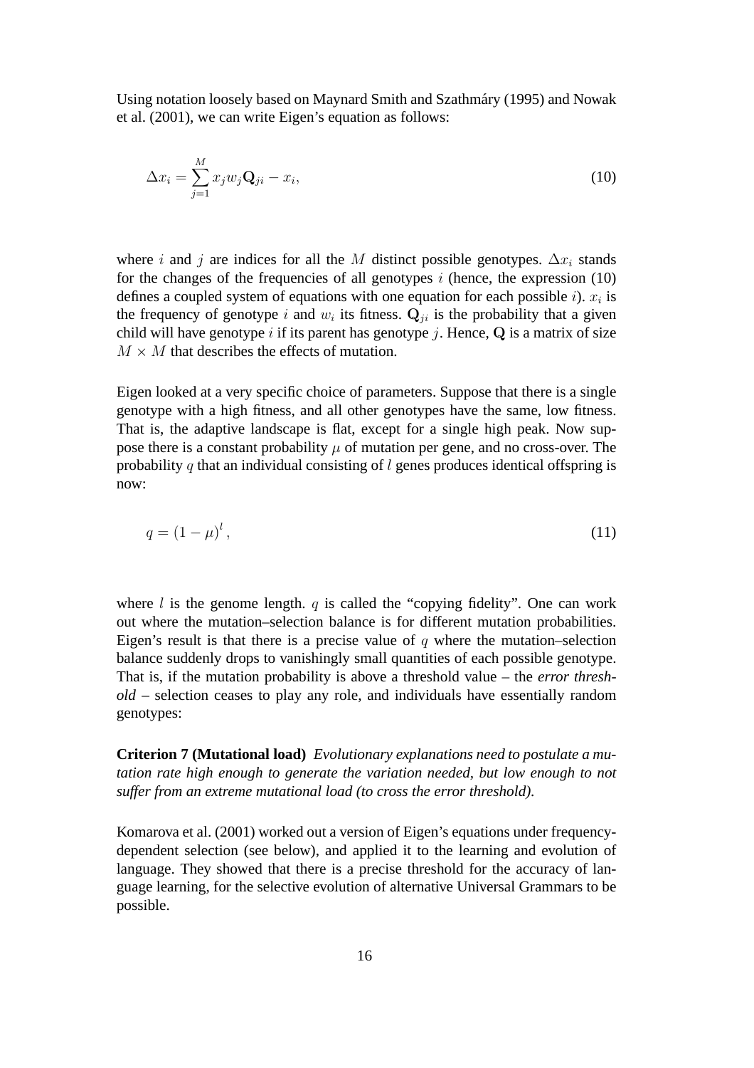Using notation loosely based on Maynard Smith and Szathmáry (1995) and Nowak et al. (2001), we can write Eigen's equation as follows:

$$\Delta x_i = \sum_{j=1}^{M} x_j w_j \mathbf{Q}_{ji} - x_i, \tag{10}$$

where $i$ and $j$ are indices for all the $M$ distinct possible genotypes. $\Delta x_i$ stands for the changes of the frequencies of all genotypes $i$ (hence, the expression (10) defines a coupled system of equations with one equation for each possible $i$). $x_i$ is the frequency of genotype $i$ and $w_i$ its fitness. $\mathbf{Q}_{ji}$ is the probability that a given child will have genotype $i$ if its parent has genotype $j$. Hence, $\mathbf{Q}$ is a matrix of size $M \times M$ that describes the effects of mutation.

Eigen looked at a very specific choice of parameters. Suppose that there is a single genotype with a high fitness, and all other genotypes have the same, low fitness. That is, the adaptive landscape is flat, except for a single high peak. Now suppose there is a constant probability $\mu$ of mutation per gene, and no cross-over. The probability $q$ that an individual consisting of $l$ genes produces identical offspring is now:

$$q = (1 - \mu)^l, \tag{11}$$

where $l$ is the genome length. $q$ is called the "copying fidelity". One can work out where the mutation–selection balance is for different mutation probabilities. Eigen's result is that there is a precise value of $q$ where the mutation–selection balance suddenly drops to vanishingly small quantities of each possible genotype. That is, if the mutation probability is above a threshold value – the *error threshold* – selection ceases to play any role, and individuals have essentially random genotypes:

**Criterion 7 (Mutational load)** *Evolutionary explanations need to postulate a mutation rate high enough to generate the variation needed, but low enough to not suffer from an extreme mutational load (to cross the error threshold).*

Komarova et al. (2001) worked out a version of Eigen's equations under frequency-dependent selection (see below), and applied it to the learning and evolution of language. They showed that there is a precise threshold for the accuracy of language learning, for the selective evolution of alternative Universal Grammars to be possible.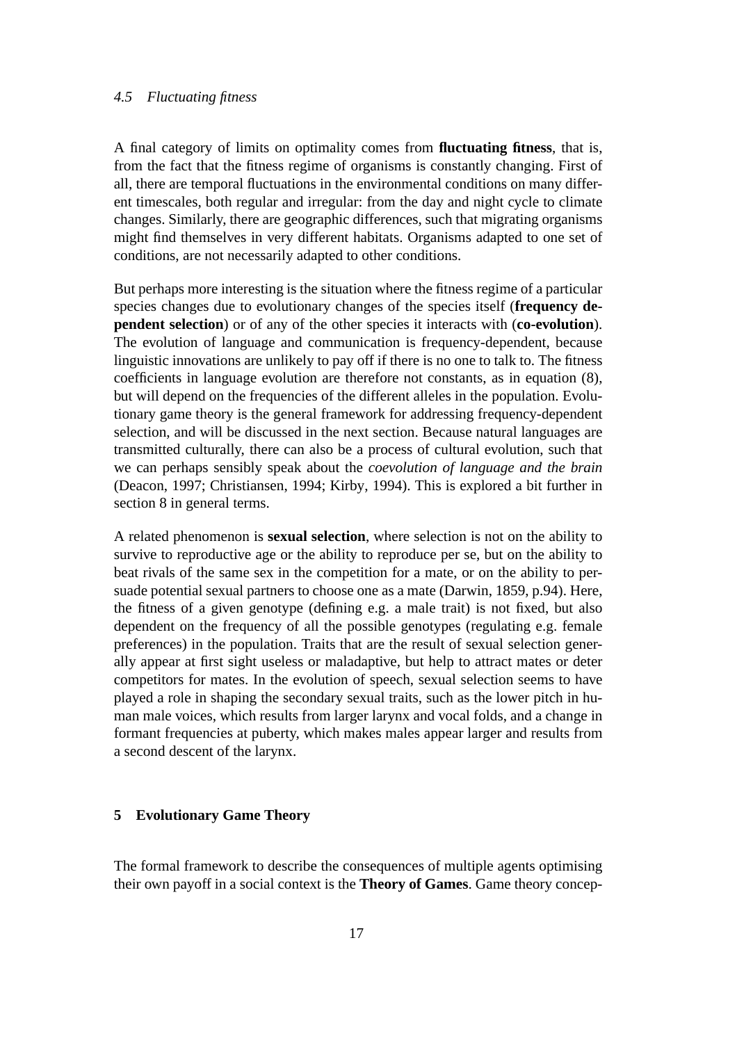### 4.5 *Fluctuating fitness*

A final category of limits on optimality comes from **fluctuating fitness**, that is, from the fact that the fitness regime of organisms is constantly changing. First of all, there are temporal fluctuations in the environmental conditions on many different timescales, both regular and irregular: from the day and night cycle to climate changes. Similarly, there are geographic differences, such that migrating organisms might find themselves in very different habitats. Organisms adapted to one set of conditions, are not necessarily adapted to other conditions.

But perhaps more interesting is the situation where the fitness regime of a particular species changes due to evolutionary changes of the species itself (**frequency dependent selection**) or of any of the other species it interacts with (**co-evolution**). The evolution of language and communication is frequency-dependent, because linguistic innovations are unlikely to pay off if there is no one to talk to. The fitness coefficients in language evolution are therefore not constants, as in equation (8), but will depend on the frequencies of the different alleles in the population. Evolutionary game theory is the general framework for addressing frequency-dependent selection, and will be discussed in the next section. Because natural languages are transmitted culturally, there can also be a process of cultural evolution, such that we can perhaps sensibly speak about the *coevolution of language and the brain* (Deacon, 1997; Christiansen, 1994; Kirby, 1994). This is explored a bit further in section 8 in general terms.

A related phenomenon is **sexual selection**, where selection is not on the ability to survive to reproductive age or the ability to reproduce per se, but on the ability to beat rivals of the same sex in the competition for a mate, or on the ability to persuade potential sexual partners to choose one as a mate (Darwin, 1859, p.94). Here, the fitness of a given genotype (defining e.g. a male trait) is not fixed, but also dependent on the frequency of all the possible genotypes (regulating e.g. female preferences) in the population. Traits that are the result of sexual selection generally appear at first sight useless or maladaptive, but help to attract mates or deter competitors for mates. In the evolution of speech, sexual selection seems to have played a role in shaping the secondary sexual traits, such as the lower pitch in human male voices, which results from larger larynx and vocal folds, and a change in formant frequencies at puberty, which makes males appear larger and results from a second descent of the larynx.

## 5 Evolutionary Game Theory

The formal framework to describe the consequences of multiple agents optimising their own payoff in a social context is the **Theory of Games**. Game theory concep-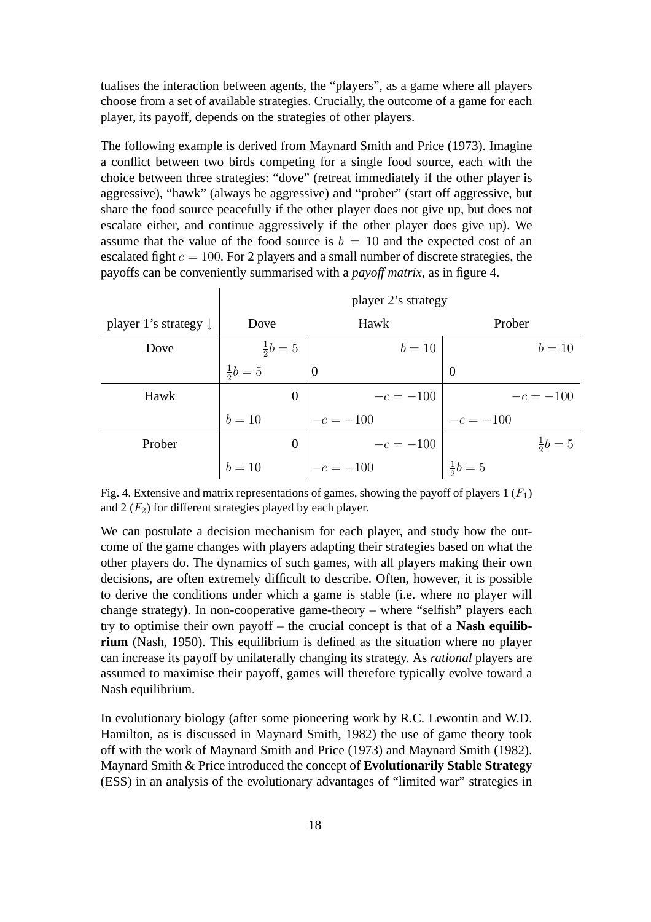tualises the interaction between agents, the "players", as a game where all players choose from a set of available strategies. Crucially, the outcome of a game for each player, its payoff, depends on the strategies of other players.

The following example is derived from Maynard Smith and Price (1973). Imagine a conflict between two birds competing for a single food source, each with the choice between three strategies: "dove" (retreat immediately if the other player is aggressive), "hawk" (always be aggressive) and "prober" (start off aggressive, but share the food source peacefully if the other player does not give up, but does not escalate either, and continue aggressively if the other player does give up). We assume that the value of the food source is $b = 10$ and the expected cost of an escalated fight $c = 100$. For 2 players and a small number of discrete strategies, the payoffs can be conveniently summarised with a *payoff matrix*, as in figure 4.

| | player 2's strategy | | |
|---|---|---|---|
| player 1's strategy ↓ | Dove | Hawk | Prober |
| Dove | $\frac{1}{2}b = 5$ | $b = 10$ | $b = 10$ |
| | $\frac{1}{2}b = 5$ | 0 | 0 |
| Hawk | 0 | $-c = -100$ | $-c = -100$ |
| | $b = 10$ | $-c = -100$ | $-c = -100$ |
| Prober | 0 | $-c = -100$ | $\frac{1}{2}b = 5$ |
| | $b = 10$ | $-c = -100$ | $\frac{1}{2}b = 5$ |

Fig. 4. Extensive and matrix representations of games, showing the payoff of players 1 ($F_1$) and 2 ($F_2$) for different strategies played by each player.

We can postulate a decision mechanism for each player, and study how the outcome of the game changes with players adapting their strategies based on what the other players do. The dynamics of such games, with all players making their own decisions, are often extremely difficult to describe. Often, however, it is possible to derive the conditions under which a game is stable (i.e. where no player will change strategy). In non-cooperative game-theory – where "selfish" players each try to optimise their own payoff – the crucial concept is that of a **Nash equilibrium** (Nash, 1950). This equilibrium is defined as the situation where no player can increase its payoff by unilaterally changing its strategy. As *rational* players are assumed to maximise their payoff, games will therefore typically evolve toward a Nash equilibrium.

In evolutionary biology (after some pioneering work by R.C. Lewontin and W.D. Hamilton, as is discussed in Maynard Smith, 1982) the use of game theory took off with the work of Maynard Smith and Price (1973) and Maynard Smith (1982). Maynard Smith & Price introduced the concept of **Evolutionarily Stable Strategy** (ESS) in an analysis of the evolutionary advantages of "limited war" strategies in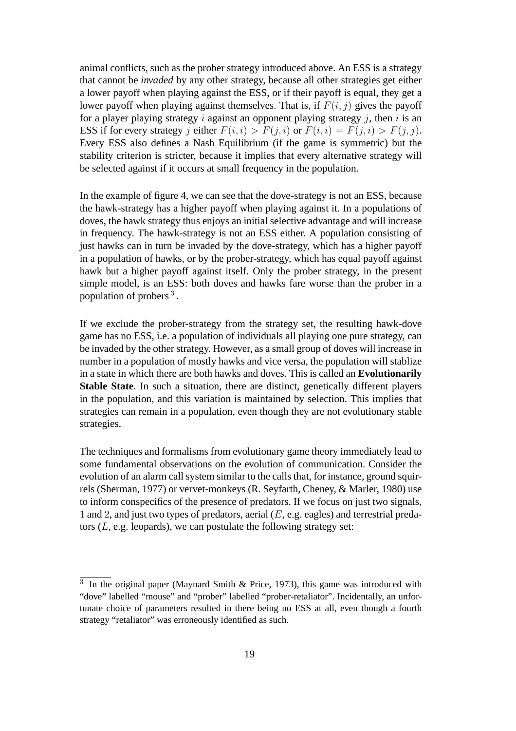animal conflicts, such as the prober strategy introduced above. An ESS is a strategy that cannot be *invaded* by any other strategy, because all other strategies get either a lower payoff when playing against the ESS, or if their payoff is equal, they get a lower payoff when playing against themselves. That is, if $F(i, j)$ gives the payoff for a player playing strategy $i$ against an opponent playing strategy $j$, then $i$ is an ESS if for every strategy $j$ either $F(i, i) > F(j, i)$ or $F(i, i) = F(j, i) > F(j, j)$. Every ESS also defines a Nash Equilibrium (if the game is symmetric) but the stability criterion is stricter, because it implies that every alternative strategy will be selected against if it occurs at small frequency in the population.

In the example of figure 4, we can see that the dove-strategy is not an ESS, because the hawk-strategy has a higher payoff when playing against it. In a populations of doves, the hawk strategy thus enjoys an initial selective advantage and will increase in frequency. The hawk-strategy is not an ESS either. A population consisting of just hawks can in turn be invaded by the dove-strategy, which has a higher payoff in a population of hawks, or by the prober-strategy, which has equal payoff against hawk but a higher payoff against itself. Only the prober strategy, in the present simple model, is an ESS: both doves and hawks fare worse than the prober in a population of probers [3].

If we exclude the prober-strategy from the strategy set, the resulting hawk-dove game has no ESS, i.e. a population of individuals all playing one pure strategy, can be invaded by the other strategy. However, as a small group of doves will increase in number in a population of mostly hawks and vice versa, the population will stablize in a state in which there are both hawks and doves. This is called an **Evolutionarily Stable State**. In such a situation, there are distinct, genetically different players in the population, and this variation is maintained by selection. This implies that strategies can remain in a population, even though they are not evolutionary stable strategies.

The techniques and formalisms from evolutionary game theory immediately lead to some fundamental observations on the evolution of communication. Consider the evolution of an alarm call system similar to the calls that, for instance, ground squirrels (Sherman, 1977) or vervet-monkeys (R. Seyfarth, Cheney, & Marler, 1980) use to inform conspecifics of the presence of predators. If we focus on just two signals, $1$ and $2$, and just two types of predators, aerial ($E$, e.g. eagles) and terrestrial predators ($L$, e.g. leopards), we can postulate the following strategy set:

[3] In the original paper (Maynard Smith & Price, 1973), this game was introduced with "dove" labelled "mouse" and "prober" labelled "prober-retaliator". Incidentally, an unfortunate choice of parameters resulted in there being no ESS at all, even though a fourth strategy "retaliator" was erroneously identified as such.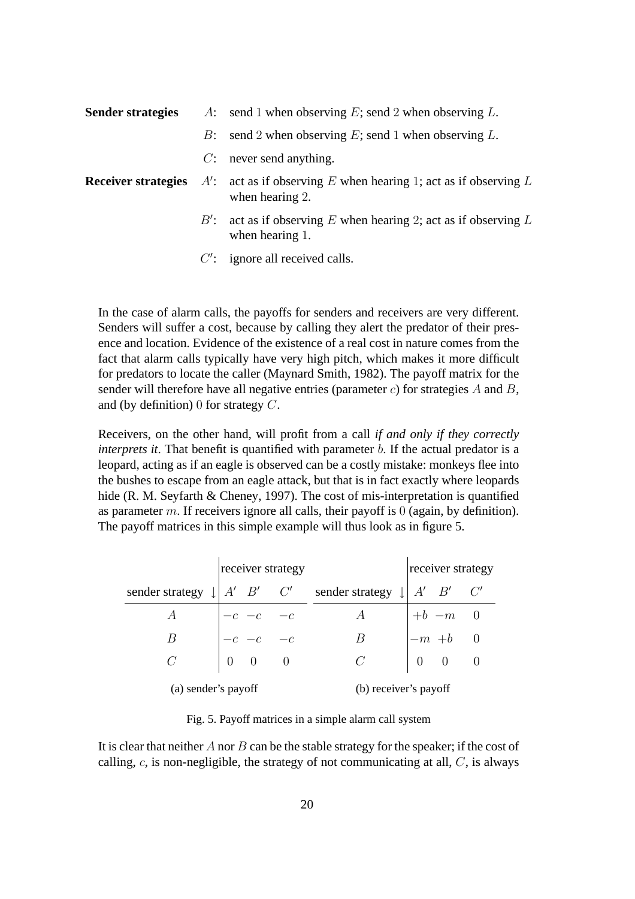**Sender strategies**

- $A$: send 1 when observing $E$; send 2 when observing $L$.
- $B$: send 2 when observing $E$; send 1 when observing $L$.
- $C$: never send anything.

**Receiver strategies**

- $A'$: act as if observing $E$ when hearing 1; act as if observing $L$ when hearing 2.
- $B'$: act as if observing $E$ when hearing 2; act as if observing $L$ when hearing 1.
- $C'$: ignore all received calls.

In the case of alarm calls, the payoffs for senders and receivers are very different. Senders will suffer a cost, because by calling they alert the predator of their presence and location. Evidence of the existence of a real cost in nature comes from the fact that alarm calls typically have very high pitch, which makes it more difficult for predators to locate the caller (Maynard Smith, 1982). The payoff matrix for the sender will therefore have all negative entries (parameter $c$) for strategies $A$ and $B$, and (by definition) 0 for strategy $C$.

Receivers, on the other hand, will profit from a call *if and only if they correctly interprets it*. That benefit is quantified with parameter $b$. If the actual predator is a leopard, acting as if an eagle is observed can be a costly mistake: monkeys flee into the bushes to escape from an eagle attack, but that is in fact exactly where leopards hide (R. M. Seyfarth & Cheney, 1997). The cost of mis-interpretation is quantified as parameter $m$. If receivers ignore all calls, their payoff is 0 (again, by definition). The payoff matrices in this simple example will thus look as in figure 5.

(a) sender's payoff

| sender strategy ↓ | receiver strategy $A'$ | $B'$ | $C'$ |
|---|---|---|---|
| $A$ | $-c$ | $-c$ | $-c$ |
| $B$ | $-c$ | $-c$ | $-c$ |
| $C$ | 0 | 0 | 0 |

(b) receiver's payoff

| sender strategy ↓ | receiver strategy $A'$ | $B'$ | $C'$ |
|---|---|---|---|
| $A$ | $+b$ | $-m$ | 0 |
| $B$ | $-m$ | $+b$ | 0 |
| $C$ | 0 | 0 | 0 |

Fig. 5. Payoff matrices in a simple alarm call system

It is clear that neither $A$ nor $B$ can be the stable strategy for the speaker; if the cost of calling, $c$, is non-negligible, the strategy of not communicating at all, $C$, is always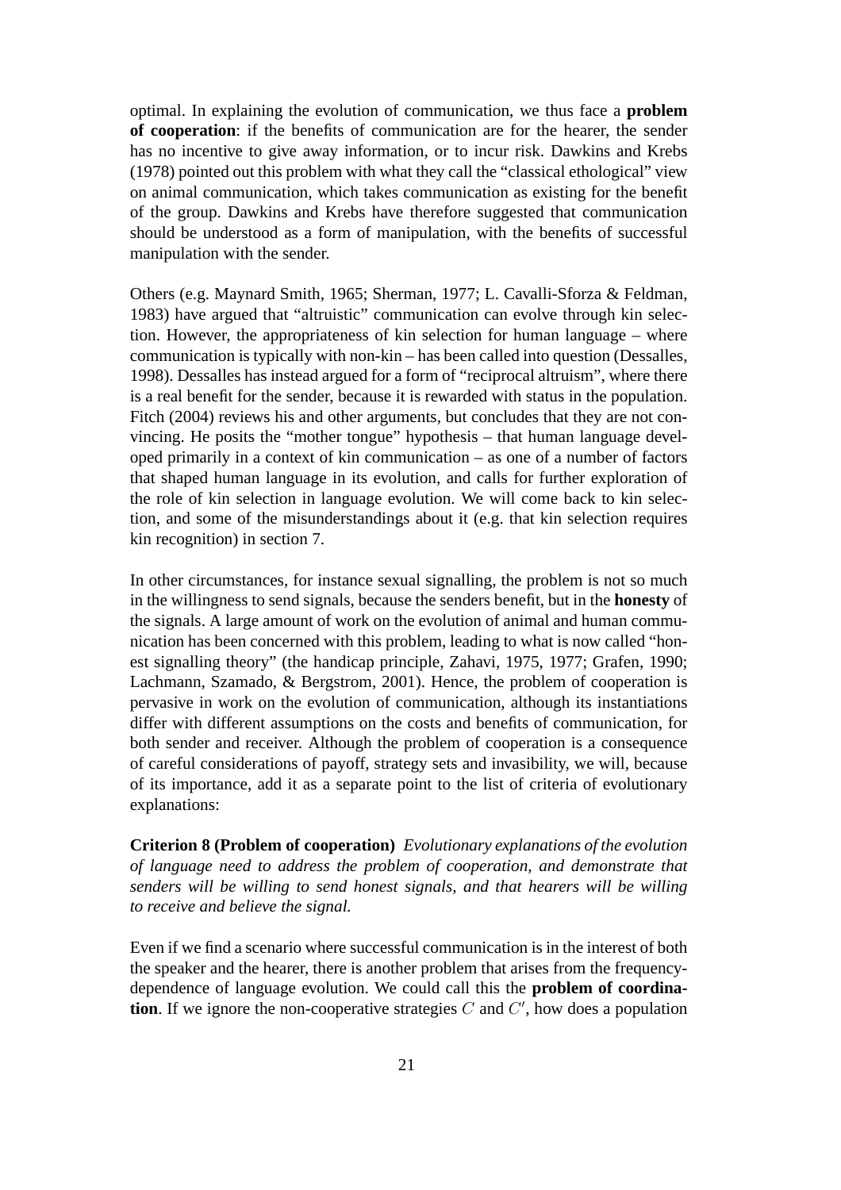optimal. In explaining the evolution of communication, we thus face a **problem of cooperation**: if the benefits of communication are for the hearer, the sender has no incentive to give away information, or to incur risk. Dawkins and Krebs (1978) pointed out this problem with what they call the "classical ethological" view on animal communication, which takes communication as existing for the benefit of the group. Dawkins and Krebs have therefore suggested that communication should be understood as a form of manipulation, with the benefits of successful manipulation with the sender.

Others (e.g. Maynard Smith, 1965; Sherman, 1977; L. Cavalli-Sforza & Feldman, 1983) have argued that "altruistic" communication can evolve through kin selection. However, the appropriateness of kin selection for human language – where communication is typically with non-kin – has been called into question (Dessalles, 1998). Dessalles has instead argued for a form of "reciprocal altruism", where there is a real benefit for the sender, because it is rewarded with status in the population. Fitch (2004) reviews his and other arguments, but concludes that they are not convincing. He posits the "mother tongue" hypothesis – that human language developed primarily in a context of kin communication – as one of a number of factors that shaped human language in its evolution, and calls for further exploration of the role of kin selection in language evolution. We will come back to kin selection, and some of the misunderstandings about it (e.g. that kin selection requires kin recognition) in section 7.

In other circumstances, for instance sexual signalling, the problem is not so much in the willingness to send signals, because the senders benefit, but in the **honesty** of the signals. A large amount of work on the evolution of animal and human communication has been concerned with this problem, leading to what is now called "honest signalling theory" (the handicap principle, Zahavi, 1975, 1977; Grafen, 1990; Lachmann, Szamado, & Bergstrom, 2001). Hence, the problem of cooperation is pervasive in work on the evolution of communication, although its instantiations differ with different assumptions on the costs and benefits of communication, for both sender and receiver. Although the problem of cooperation is a consequence of careful considerations of payoff, strategy sets and invasibility, we will, because of its importance, add it as a separate point to the list of criteria of evolutionary explanations:

**Criterion 8 (Problem of cooperation)** *Evolutionary explanations of the evolution of language need to address the problem of cooperation, and demonstrate that senders will be willing to send honest signals, and that hearers will be willing to receive and believe the signal.*

Even if we find a scenario where successful communication is in the interest of both the speaker and the hearer, there is another problem that arises from the frequency-dependence of language evolution. We could call this the **problem of coordination**. If we ignore the non-cooperative strategies $C$ and $C'$, how does a population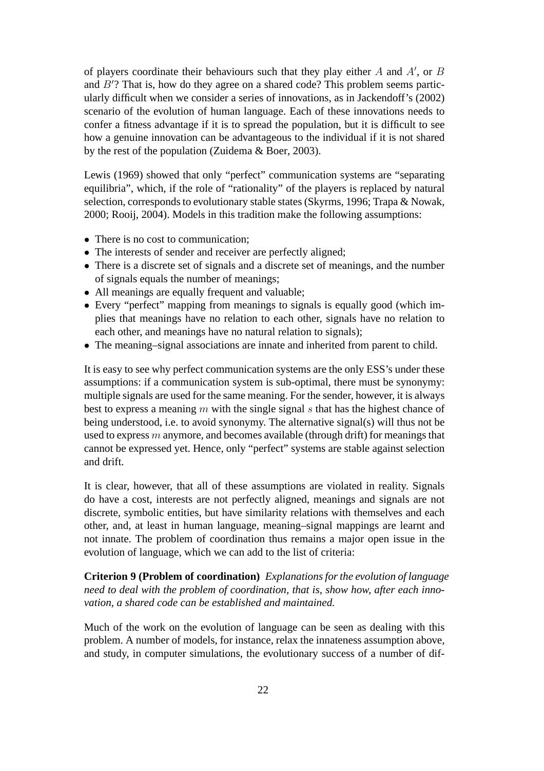of players coordinate their behaviours such that they play either $A$ and $A'$, or $B$ and $B'$? That is, how do they agree on a shared code? This problem seems particularly difficult when we consider a series of innovations, as in Jackendoff's (2002) scenario of the evolution of human language. Each of these innovations needs to confer a fitness advantage if it is to spread the population, but it is difficult to see how a genuine innovation can be advantageous to the individual if it is not shared by the rest of the population (Zuidema & Boer, 2003).

Lewis (1969) showed that only "perfect" communication systems are "separating equilibria", which, if the role of "rationality" of the players is replaced by natural selection, corresponds to evolutionary stable states (Skyrms, 1996; Trapa & Nowak, 2000; Rooij, 2004). Models in this tradition make the following assumptions:

- There is no cost to communication;
- The interests of sender and receiver are perfectly aligned;
- There is a discrete set of signals and a discrete set of meanings, and the number of signals equals the number of meanings;
- All meanings are equally frequent and valuable;
- Every "perfect" mapping from meanings to signals is equally good (which implies that meanings have no relation to each other, signals have no relation to each other, and meanings have no natural relation to signals);
- The meaning–signal associations are innate and inherited from parent to child.

It is easy to see why perfect communication systems are the only ESS's under these assumptions: if a communication system is sub-optimal, there must be synonymy: multiple signals are used for the same meaning. For the sender, however, it is always best to express a meaning $m$ with the single signal $s$ that has the highest chance of being understood, i.e. to avoid synonymy. The alternative signal(s) will thus not be used to express $m$ anymore, and becomes available (through drift) for meanings that cannot be expressed yet. Hence, only "perfect" systems are stable against selection and drift.

It is clear, however, that all of these assumptions are violated in reality. Signals do have a cost, interests are not perfectly aligned, meanings and signals are not discrete, symbolic entities, but have similarity relations with themselves and each other, and, at least in human language, meaning–signal mappings are learnt and not innate. The problem of coordination thus remains a major open issue in the evolution of language, which we can add to the list of criteria:

**Criterion 9 (Problem of coordination)** *Explanations for the evolution of language need to deal with the problem of coordination, that is, show how, after each innovation, a shared code can be established and maintained.*

Much of the work on the evolution of language can be seen as dealing with this problem. A number of models, for instance, relax the innateness assumption above, and study, in computer simulations, the evolutionary success of a number of dif-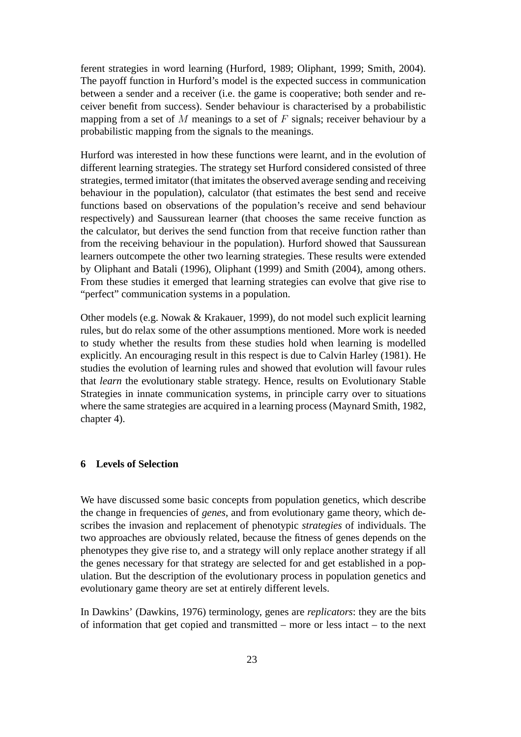ferent strategies in word learning (Hurford, 1989; Oliphant, 1999; Smith, 2004). The payoff function in Hurford's model is the expected success in communication between a sender and a receiver (i.e. the game is cooperative; both sender and receiver benefit from success). Sender behaviour is characterised by a probabilistic mapping from a set of $M$ meanings to a set of $F$ signals; receiver behaviour by a probabilistic mapping from the signals to the meanings.

Hurford was interested in how these functions were learnt, and in the evolution of different learning strategies. The strategy set Hurford considered consisted of three strategies, termed imitator (that imitates the observed average sending and receiving behaviour in the population), calculator (that estimates the best send and receive functions based on observations of the population's receive and send behaviour respectively) and Saussurean learner (that chooses the same receive function as the calculator, but derives the send function from that receive function rather than from the receiving behaviour in the population). Hurford showed that Saussurean learners outcompete the other two learning strategies. These results were extended by Oliphant and Batali (1996), Oliphant (1999) and Smith (2004), among others. From these studies it emerged that learning strategies can evolve that give rise to "perfect" communication systems in a population.

Other models (e.g. Nowak & Krakauer, 1999), do not model such explicit learning rules, but do relax some of the other assumptions mentioned. More work is needed to study whether the results from these studies hold when learning is modelled explicitly. An encouraging result in this respect is due to Calvin Harley (1981). He studies the evolution of learning rules and showed that evolution will favour rules that *learn* the evolutionary stable strategy. Hence, results on Evolutionary Stable Strategies in innate communication systems, in principle carry over to situations where the same strategies are acquired in a learning process (Maynard Smith, 1982, chapter 4).

## 6 Levels of Selection

We have discussed some basic concepts from population genetics, which describe the change in frequencies of *genes*, and from evolutionary game theory, which describes the invasion and replacement of phenotypic *strategies* of individuals. The two approaches are obviously related, because the fitness of genes depends on the phenotypes they give rise to, and a strategy will only replace another strategy if all the genes necessary for that strategy are selected for and get established in a population. But the description of the evolutionary process in population genetics and evolutionary game theory are set at entirely different levels.

In Dawkins' (Dawkins, 1976) terminology, genes are *replicators*: they are the bits of information that get copied and transmitted – more or less intact – to the next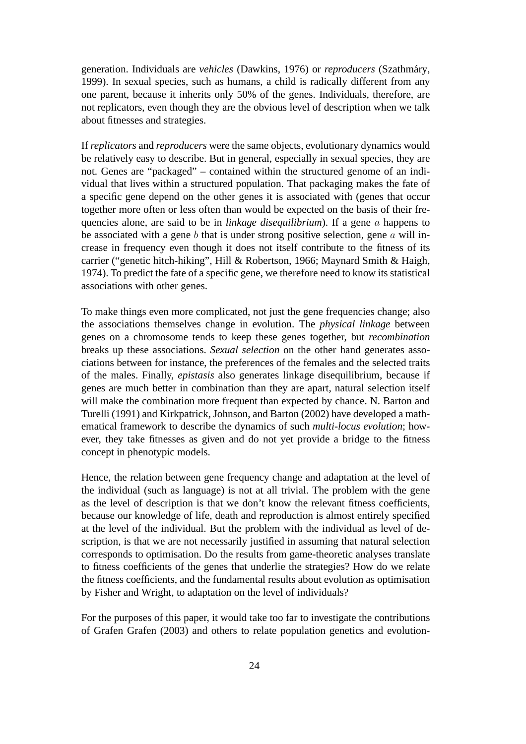generation. Individuals are *vehicles* (Dawkins, 1976) or *reproducers* (Szathmáry, 1999). In sexual species, such as humans, a child is radically different from any one parent, because it inherits only 50% of the genes. Individuals, therefore, are not replicators, even though they are the obvious level of description when we talk about fitnesses and strategies.

If *replicators* and *reproducers* were the same objects, evolutionary dynamics would be relatively easy to describe. But in general, especially in sexual species, they are not. Genes are "packaged" – contained within the structured genome of an individual that lives within a structured population. That packaging makes the fate of a specific gene depend on the other genes it is associated with (genes that occur together more often or less often than would be expected on the basis of their frequencies alone, are said to be in *linkage disequilibrium*). If a gene $a$ happens to be associated with a gene $b$ that is under strong positive selection, gene $a$ will increase in frequency even though it does not itself contribute to the fitness of its carrier ("genetic hitch-hiking", Hill & Robertson, 1966; Maynard Smith & Haigh, 1974). To predict the fate of a specific gene, we therefore need to know its statistical associations with other genes.

To make things even more complicated, not just the gene frequencies change; also the associations themselves change in evolution. The *physical linkage* between genes on a chromosome tends to keep these genes together, but *recombination* breaks up these associations. *Sexual selection* on the other hand generates associations between for instance, the preferences of the females and the selected traits of the males. Finally, *epistasis* also generates linkage disequilibrium, because if genes are much better in combination than they are apart, natural selection itself will make the combination more frequent than expected by chance. N. Barton and Turelli (1991) and Kirkpatrick, Johnson, and Barton (2002) have developed a mathematical framework to describe the dynamics of such *multi-locus evolution*; however, they take fitnesses as given and do not yet provide a bridge to the fitness concept in phenotypic models.

Hence, the relation between gene frequency change and adaptation at the level of the individual (such as language) is not at all trivial. The problem with the gene as the level of description is that we don't know the relevant fitness coefficients, because our knowledge of life, death and reproduction is almost entirely specified at the level of the individual. But the problem with the individual as level of description, is that we are not necessarily justified in assuming that natural selection corresponds to optimisation. Do the results from game-theoretic analyses translate to fitness coefficients of the genes that underlie the strategies? How do we relate the fitness coefficients, and the fundamental results about evolution as optimisation by Fisher and Wright, to adaptation on the level of individuals?

For the purposes of this paper, it would take too far to investigate the contributions of Grafen Grafen (2003) and others to relate population genetics and evolution-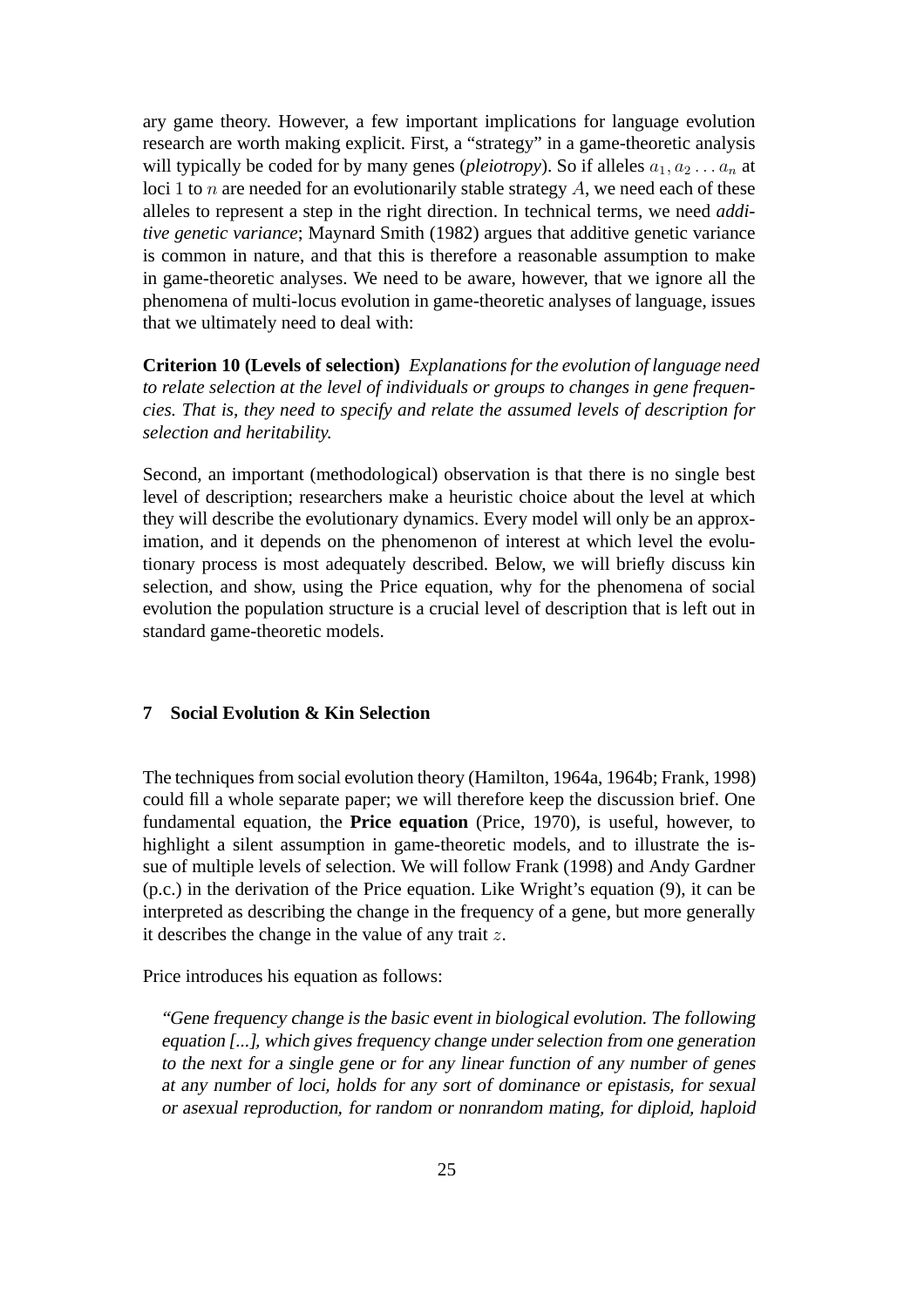ary game theory. However, a few important implications for language evolution research are worth making explicit. First, a "strategy" in a game-theoretic analysis will typically be coded for by many genes (*pleiotropy*). So if alleles $a_1, a_2 \ldots a_n$ at loci $1$ to $n$ are needed for an evolutionarily stable strategy $A$, we need each of these alleles to represent a step in the right direction. In technical terms, we need *additive genetic variance*; Maynard Smith (1982) argues that additive genetic variance is common in nature, and that this is therefore a reasonable assumption to make in game-theoretic analyses. We need to be aware, however, that we ignore all the phenomena of multi-locus evolution in game-theoretic analyses of language, issues that we ultimately need to deal with:

**Criterion 10 (Levels of selection)** *Explanations for the evolution of language need to relate selection at the level of individuals or groups to changes in gene frequencies. That is, they need to specify and relate the assumed levels of description for selection and heritability.*

Second, an important (methodological) observation is that there is no single best level of description; researchers make a heuristic choice about the level at which they will describe the evolutionary dynamics. Every model will only be an approximation, and it depends on the phenomenon of interest at which level the evolutionary process is most adequately described. Below, we will briefly discuss kin selection, and show, using the Price equation, why for the phenomena of social evolution the population structure is a crucial level of description that is left out in standard game-theoretic models.

## 7 Social Evolution & Kin Selection

The techniques from social evolution theory (Hamilton, 1964a, 1964b; Frank, 1998) could fill a whole separate paper; we will therefore keep the discussion brief. One fundamental equation, the **Price equation** (Price, 1970), is useful, however, to highlight a silent assumption in game-theoretic models, and to illustrate the issue of multiple levels of selection. We will follow Frank (1998) and Andy Gardner (p.c.) in the derivation of the Price equation. Like Wright's equation (9), it can be interpreted as describing the change in the frequency of a gene, but more generally it describes the change in the value of any trait $z$.

Price introduces his equation as follows:

> *"Gene frequency change is the basic event in biological evolution. The following equation [...], which gives frequency change under selection from one generation to the next for a single gene or for any linear function of any number of genes at any number of loci, holds for any sort of dominance or epistasis, for sexual or asexual reproduction, for random or nonrandom mating, for diploid, haploid*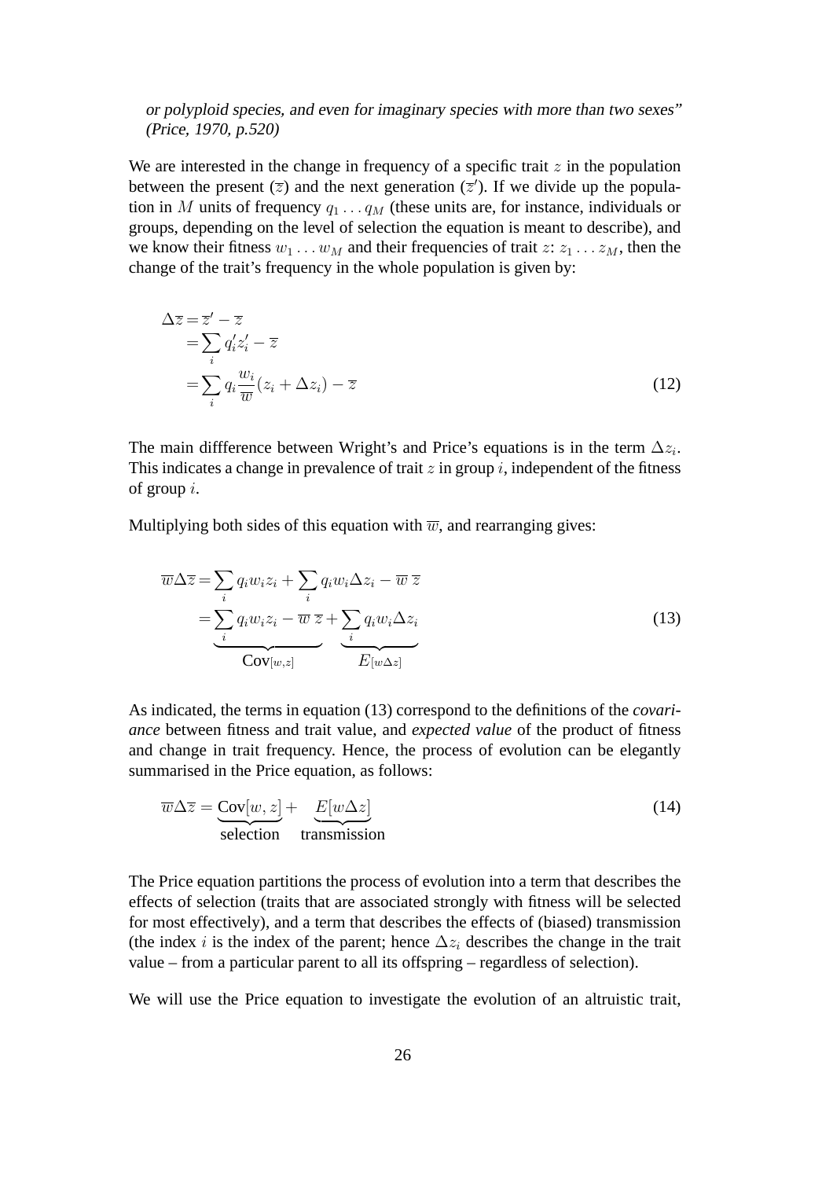*or polyploid species, and even for imaginary species with more than two sexes" (Price, 1970, p.520)*

We are interested in the change in frequency of a specific trait $z$ in the population between the present ($\overline{z}$) and the next generation ($\overline{z}'$). If we divide up the population in $M$ units of frequency $q_1 \ldots q_M$ (these units are, for instance, individuals or groups, depending on the level of selection the equation is meant to describe), and we know their fitness $w_1 \ldots w_M$ and their frequencies of trait $z$: $z_1 \ldots z_M$, then the change of the trait's frequency in the whole population is given by:

$$
\begin{aligned}
\Delta \overline{z} &= \overline{z}' - \overline{z} \\
&= \sum_i q_i' z_i' - \overline{z} \\
&= \sum_i q_i \frac{w_i}{\overline{w}} (z_i + \Delta z_i) - \overline{z}
\end{aligned}
\tag{12}
$$

The main diffference between Wright's and Price's equations is in the term $\Delta z_i$. This indicates a change in prevalence of trait $z$ in group $i$, independent of the fitness of group $i$.

Multiplying both sides of this equation with $\overline{w}$, and rearranging gives:

$$
\begin{aligned}
\overline{w} \Delta \overline{z} &= \sum_i q_i w_i z_i + \sum_i q_i w_i \Delta z_i - \overline{w}\, \overline{z} \\
&= \underbrace{\sum_i q_i w_i z_i - \overline{w}\, \overline{z}}_{\text{Cov}[w,z]} + \underbrace{\sum_i q_i w_i \Delta z_i}_{E[w\Delta z]}
\end{aligned}
\tag{13}
$$

As indicated, the terms in equation (13) correspond to the definitions of the *covariance* between fitness and trait value, and *expected value* of the product of fitness and change in trait frequency. Hence, the process of evolution can be elegantly summarised in the Price equation, as follows:

$$
\overline{w} \Delta \overline{z} = \underbrace{\text{Cov}[w, z]}_{\text{selection}} + \underbrace{E[w \Delta z]}_{\text{transmission}}
\tag{14}
$$

The Price equation partitions the process of evolution into a term that describes the effects of selection (traits that are associated strongly with fitness will be selected for most effectively), and a term that describes the effects of (biased) transmission (the index $i$ is the index of the parent; hence $\Delta z_i$ describes the change in the trait value – from a particular parent to all its offspring – regardless of selection).

We will use the Price equation to investigate the evolution of an altruistic trait,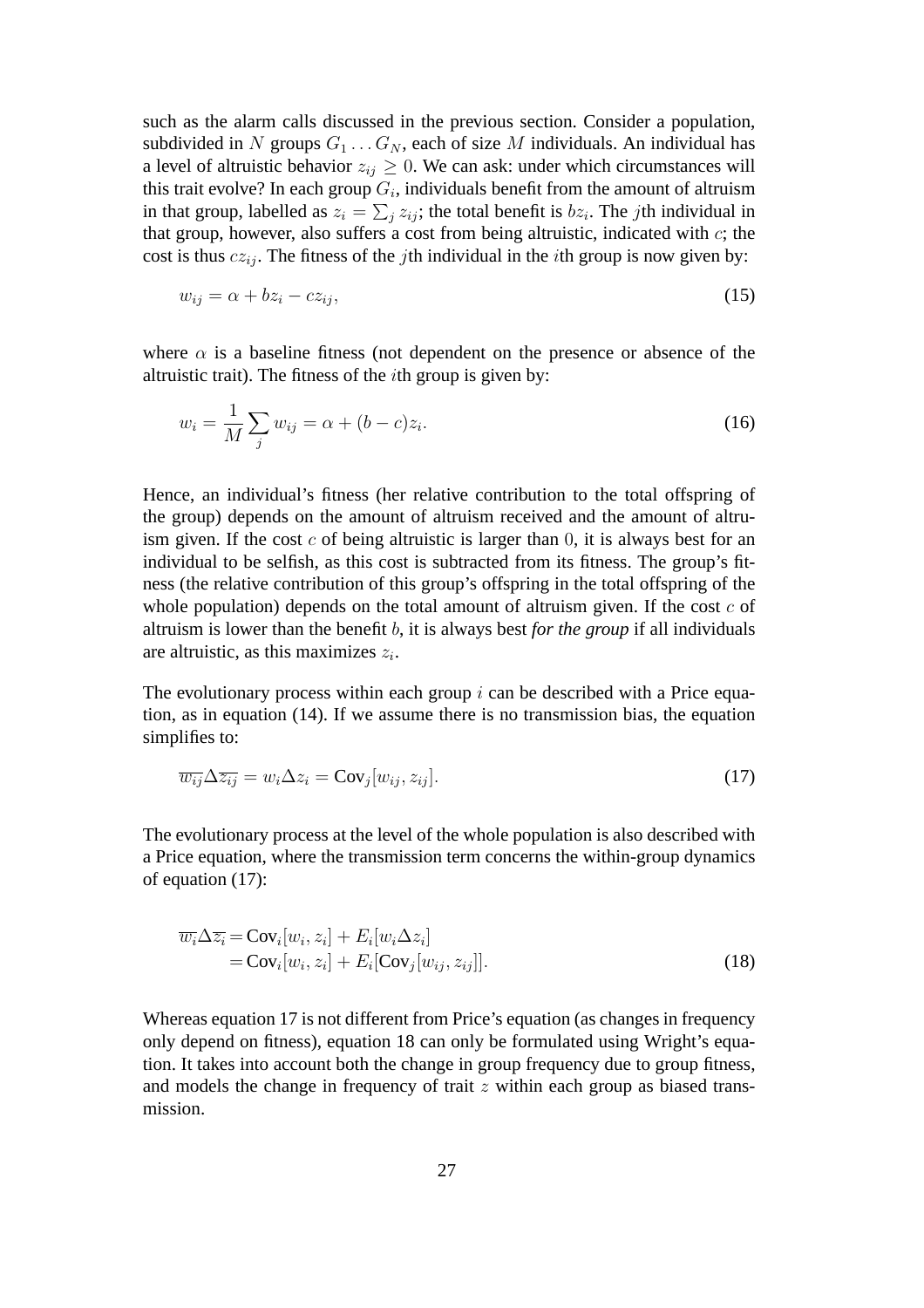such as the alarm calls discussed in the previous section. Consider a population, subdivided in $N$ groups $G_1 \dots G_N$, each of size $M$ individuals. An individual has a level of altruistic behavior $z_{ij} \geq 0$. We can ask: under which circumstances will this trait evolve? In each group $G_i$, individuals benefit from the amount of altruism in that group, labelled as $z_i = \sum_j z_{ij}$; the total benefit is $bz_i$. The $j$th individual in that group, however, also suffers a cost from being altruistic, indicated with $c$; the cost is thus $cz_{ij}$. The fitness of the $j$th individual in the $i$th group is now given by:

$$w_{ij} = \alpha + bz_i - cz_{ij}, \tag{15}$$

where $\alpha$ is a baseline fitness (not dependent on the presence or absence of the altruistic trait). The fitness of the $i$th group is given by:

$$w_i = \frac{1}{M} \sum_j w_{ij} = \alpha + (b - c)z_i. \tag{16}$$

Hence, an individual's fitness (her relative contribution to the total offspring of the group) depends on the amount of altruism received and the amount of altruism given. If the cost $c$ of being altruistic is larger than $0$, it is always best for an individual to be selfish, as this cost is subtracted from its fitness. The group's fitness (the relative contribution of this group's offspring in the total offspring of the whole population) depends on the total amount of altruism given. If the cost $c$ of altruism is lower than the benefit $b$, it is always best *for the group* if all individuals are altruistic, as this maximizes $z_i$.

The evolutionary process within each group $i$ can be described with a Price equation, as in equation (14). If we assume there is no transmission bias, the equation simplifies to:

$$\overline{w_{ij}} \Delta \overline{z_{ij}} = w_i \Delta z_i = \text{Cov}_j[w_{ij}, z_{ij}]. \tag{17}$$

The evolutionary process at the level of the whole population is also described with a Price equation, where the transmission term concerns the within-group dynamics of equation (17):

$$\begin{aligned} \overline{w_i} \Delta \overline{z_i} &= \text{Cov}_i[w_i, z_i] + E_i[w_i \Delta z_i] \\ &= \text{Cov}_i[w_i, z_i] + E_i[\text{Cov}_j[w_{ij}, z_{ij}]]. \end{aligned} \tag{18}$$

Whereas equation 17 is not different from Price's equation (as changes in frequency only depend on fitness), equation 18 can only be formulated using Wright's equation. It takes into account both the change in group frequency due to group fitness, and models the change in frequency of trait $z$ within each group as biased transmission.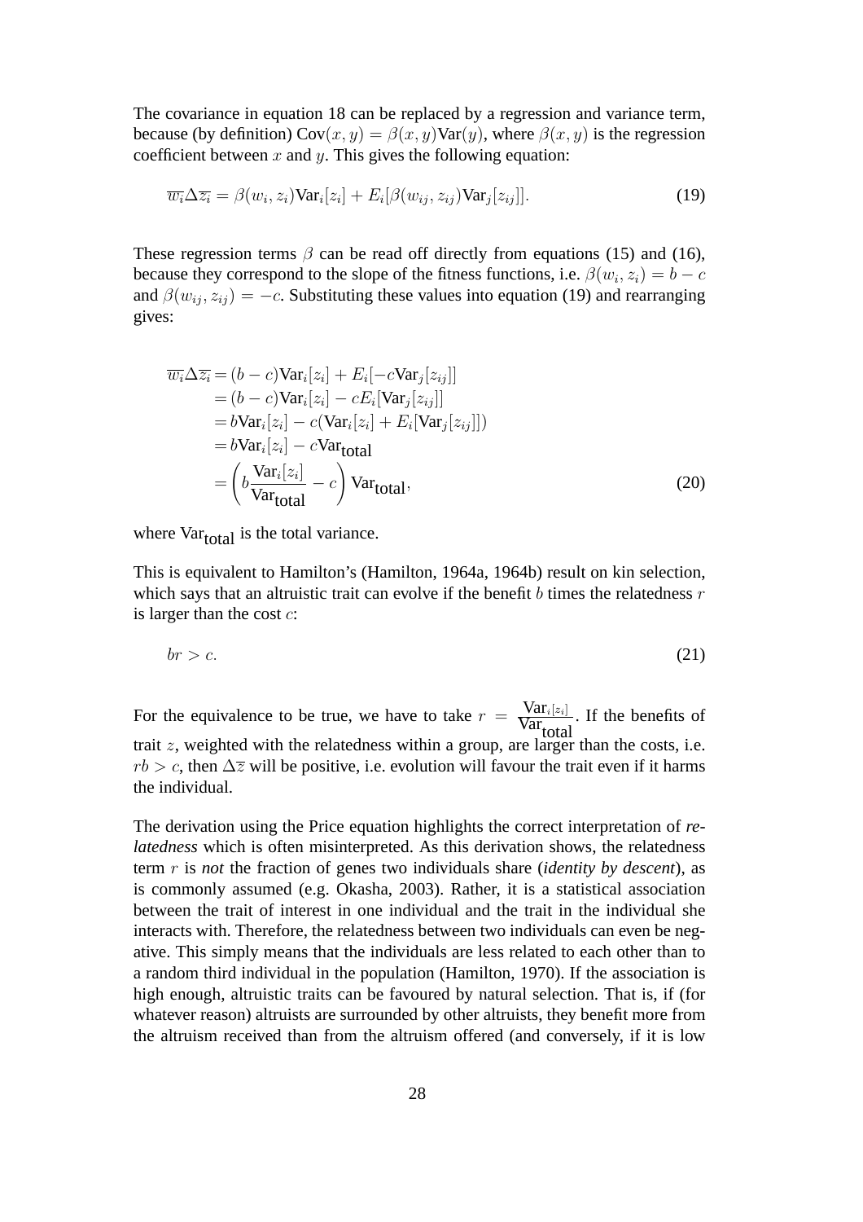The covariance in equation 18 can be replaced by a regression and variance term, because (by definition) $\text{Cov}(x, y) = \beta(x, y)\text{Var}(y)$, where $\beta(x, y)$ is the regression coefficient between $x$ and $y$. This gives the following equation:

$$\overline{w_i}\Delta\overline{z_i} = \beta(w_i, z_i)\text{Var}_i[z_i] + E_i[\beta(w_{ij}, z_{ij})\text{Var}_j[z_{ij}]]. \tag{19}$$

These regression terms $\beta$ can be read off directly from equations (15) and (16), because they correspond to the slope of the fitness functions, i.e. $\beta(w_i, z_i) = b - c$ and $\beta(w_{ij}, z_{ij}) = -c$. Substituting these values into equation (19) and rearranging gives:

$$\begin{aligned}
\overline{w_i}\Delta\overline{z_i} &= (b - c)\text{Var}_i[z_i] + E_i[-c\text{Var}_j[z_{ij}]] \\
&= (b - c)\text{Var}_i[z_i] - cE_i[\text{Var}_j[z_{ij}]] \\
&= b\text{Var}_i[z_i] - c(\text{Var}_i[z_i] + E_i[\text{Var}_j[z_{ij}]]) \\
&= b\text{Var}_i[z_i] - c\text{Var}_{\text{total}} \\
&= \left(b\frac{\text{Var}_i[z_i]}{\text{Var}_{\text{total}}} - c\right)\text{Var}_{\text{total}},
\end{aligned} \tag{20}$$

where $\text{Var}_{\text{total}}$ is the total variance.

This is equivalent to Hamilton's (Hamilton, 1964a, 1964b) result on kin selection, which says that an altruistic trait can evolve if the benefit $b$ times the relatedness $r$ is larger than the cost $c$:

$$br > c. \tag{21}$$

For the equivalence to be true, we have to take $r = \frac{\text{Var}_i[z_i]}{\text{Var}_{\text{total}}}$. If the benefits of trait $z$, weighted with the relatedness within a group, are larger than the costs, i.e. $rb > c$, then $\Delta\overline{z}$ will be positive, i.e. evolution will favour the trait even if it harms the individual.

The derivation using the Price equation highlights the correct interpretation of *relatedness* which is often misinterpreted. As this derivation shows, the relatedness term $r$ is *not* the fraction of genes two individuals share (*identity by descent*), as is commonly assumed (e.g. Okasha, 2003). Rather, it is a statistical association between the trait of interest in one individual and the trait in the individual she interacts with. Therefore, the relatedness between two individuals can even be negative. This simply means that the individuals are less related to each other than to a random third individual in the population (Hamilton, 1970). If the association is high enough, altruistic traits can be favoured by natural selection. That is, if (for whatever reason) altruists are surrounded by other altruists, they benefit more from the altruism received than from the altruism offered (and conversely, if it is low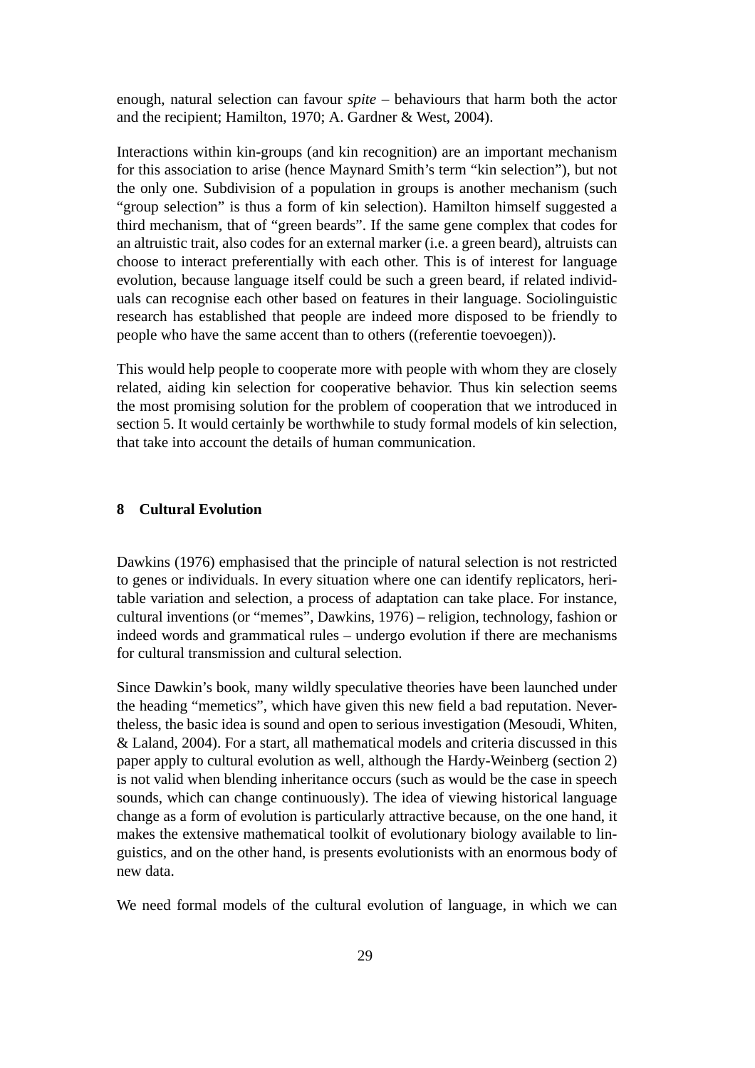enough, natural selection can favour *spite* – behaviours that harm both the actor and the recipient; Hamilton, 1970; A. Gardner & West, 2004).

Interactions within kin-groups (and kin recognition) are an important mechanism for this association to arise (hence Maynard Smith's term "kin selection"), but not the only one. Subdivision of a population in groups is another mechanism (such "group selection" is thus a form of kin selection). Hamilton himself suggested a third mechanism, that of "green beards". If the same gene complex that codes for an altruistic trait, also codes for an external marker (i.e. a green beard), altruists can choose to interact preferentially with each other. This is of interest for language evolution, because language itself could be such a green beard, if related individuals can recognise each other based on features in their language. Sociolinguistic research has established that people are indeed more disposed to be friendly to people who have the same accent than to others ((referentie toevoegen)).

This would help people to cooperate more with people with whom they are closely related, aiding kin selection for cooperative behavior. Thus kin selection seems the most promising solution for the problem of cooperation that we introduced in section 5. It would certainly be worthwhile to study formal models of kin selection, that take into account the details of human communication.

## 8 Cultural Evolution

Dawkins (1976) emphasised that the principle of natural selection is not restricted to genes or individuals. In every situation where one can identify replicators, heritable variation and selection, a process of adaptation can take place. For instance, cultural inventions (or "memes", Dawkins, 1976) – religion, technology, fashion or indeed words and grammatical rules – undergo evolution if there are mechanisms for cultural transmission and cultural selection.

Since Dawkin's book, many wildly speculative theories have been launched under the heading "memetics", which have given this new field a bad reputation. Nevertheless, the basic idea is sound and open to serious investigation (Mesoudi, Whiten, & Laland, 2004). For a start, all mathematical models and criteria discussed in this paper apply to cultural evolution as well, although the Hardy-Weinberg (section 2) is not valid when blending inheritance occurs (such as would be the case in speech sounds, which can change continuously). The idea of viewing historical language change as a form of evolution is particularly attractive because, on the one hand, it makes the extensive mathematical toolkit of evolutionary biology available to linguistics, and on the other hand, is presents evolutionists with an enormous body of new data.

We need formal models of the cultural evolution of language, in which we can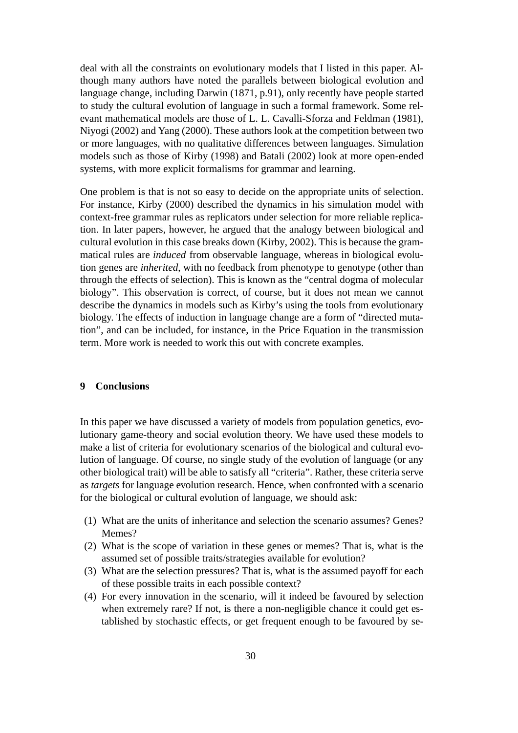deal with all the constraints on evolutionary models that I listed in this paper. Although many authors have noted the parallels between biological evolution and language change, including Darwin (1871, p.91), only recently have people started to study the cultural evolution of language in such a formal framework. Some relevant mathematical models are those of L. L. Cavalli-Sforza and Feldman (1981), Niyogi (2002) and Yang (2000). These authors look at the competition between two or more languages, with no qualitative differences between languages. Simulation models such as those of Kirby (1998) and Batali (2002) look at more open-ended systems, with more explicit formalisms for grammar and learning.

One problem is that is not so easy to decide on the appropriate units of selection. For instance, Kirby (2000) described the dynamics in his simulation model with context-free grammar rules as replicators under selection for more reliable replication. In later papers, however, he argued that the analogy between biological and cultural evolution in this case breaks down (Kirby, 2002). This is because the grammatical rules are *induced* from observable language, whereas in biological evolution genes are *inherited*, with no feedback from phenotype to genotype (other than through the effects of selection). This is known as the "central dogma of molecular biology". This observation is correct, of course, but it does not mean we cannot describe the dynamics in models such as Kirby's using the tools from evolutionary biology. The effects of induction in language change are a form of "directed mutation", and can be included, for instance, in the Price Equation in the transmission term. More work is needed to work this out with concrete examples.

## 9 Conclusions

In this paper we have discussed a variety of models from population genetics, evolutionary game-theory and social evolution theory. We have used these models to make a list of criteria for evolutionary scenarios of the biological and cultural evolution of language. Of course, no single study of the evolution of language (or any other biological trait) will be able to satisfy all "criteria". Rather, these criteria serve as *targets* for language evolution research. Hence, when confronted with a scenario for the biological or cultural evolution of language, we should ask:

(1) What are the units of inheritance and selection the scenario assumes? Genes? Memes?
(2) What is the scope of variation in these genes or memes? That is, what is the assumed set of possible traits/strategies available for evolution?
(3) What are the selection pressures? That is, what is the assumed payoff for each of these possible traits in each possible context?
(4) For every innovation in the scenario, will it indeed be favoured by selection when extremely rare? If not, is there a non-negligible chance it could get established by stochastic effects, or get frequent enough to be favoured by se-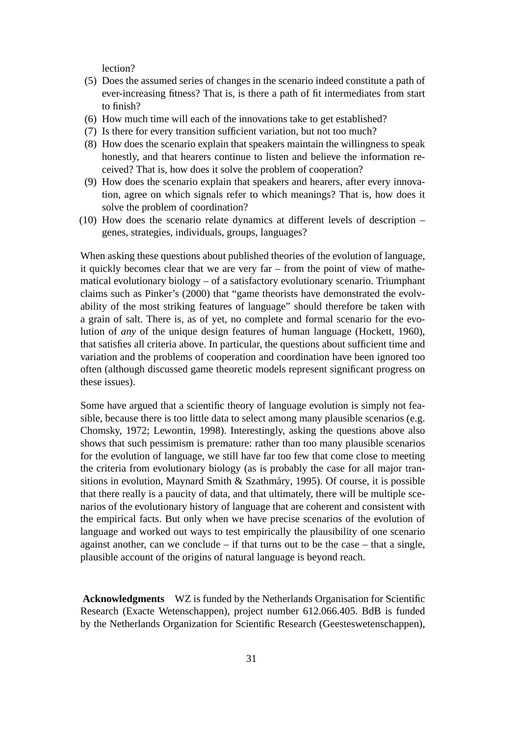lection?

(5) Does the assumed series of changes in the scenario indeed constitute a path of ever-increasing fitness? That is, is there a path of fit intermediates from start to finish?
(6) How much time will each of the innovations take to get established?
(7) Is there for every transition sufficient variation, but not too much?
(8) How does the scenario explain that speakers maintain the willingness to speak honestly, and that hearers continue to listen and believe the information received? That is, how does it solve the problem of cooperation?
(9) How does the scenario explain that speakers and hearers, after every innovation, agree on which signals refer to which meanings? That is, how does it solve the problem of coordination?
(10) How does the scenario relate dynamics at different levels of description – genes, strategies, individuals, groups, languages?

When asking these questions about published theories of the evolution of language, it quickly becomes clear that we are very far – from the point of view of mathematical evolutionary biology – of a satisfactory evolutionary scenario. Triumphant claims such as Pinker's (2000) that "game theorists have demonstrated the evolvability of the most striking features of language" should therefore be taken with a grain of salt. There is, as of yet, no complete and formal scenario for the evolution of *any* of the unique design features of human language (Hockett, 1960), that satisfies all criteria above. In particular, the questions about sufficient time and variation and the problems of cooperation and coordination have been ignored too often (although discussed game theoretic models represent significant progress on these issues).

Some have argued that a scientific theory of language evolution is simply not feasible, because there is too little data to select among many plausible scenarios (e.g. Chomsky, 1972; Lewontin, 1998). Interestingly, asking the questions above also shows that such pessimism is premature: rather than too many plausible scenarios for the evolution of language, we still have far too few that come close to meeting the criteria from evolutionary biology (as is probably the case for all major transitions in evolution, Maynard Smith & Szathmáry, 1995). Of course, it is possible that there really is a paucity of data, and that ultimately, there will be multiple scenarios of the evolutionary history of language that are coherent and consistent with the empirical facts. But only when we have precise scenarios of the evolution of language and worked out ways to test empirically the plausibility of one scenario against another, can we conclude – if that turns out to be the case – that a single, plausible account of the origins of natural language is beyond reach.

**Acknowledgments** WZ is funded by the Netherlands Organisation for Scientific Research (Exacte Wetenschappen), project number 612.066.405. BdB is funded by the Netherlands Organization for Scientific Research (Geesteswetenschappen),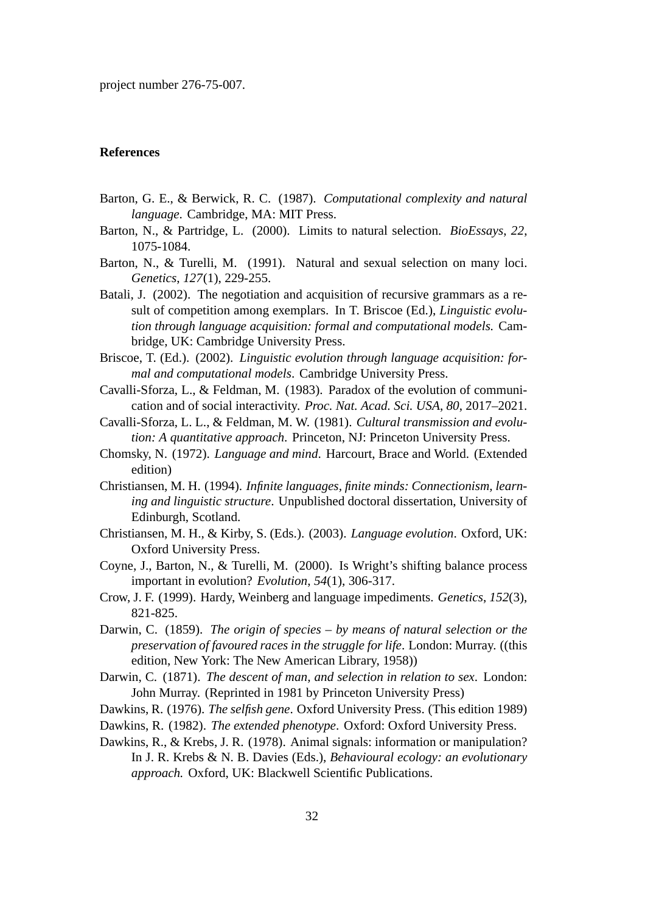project number 276-75-007.

**References**

Barton, G. E., & Berwick, R. C. (1987). *Computational complexity and natural language*. Cambridge, MA: MIT Press.

Barton, N., & Partridge, L. (2000). Limits to natural selection. *BioEssays*, *22*, 1075-1084.

Barton, N., & Turelli, M. (1991). Natural and sexual selection on many loci. *Genetics*, *127*(1), 229-255.

Batali, J. (2002). The negotiation and acquisition of recursive grammars as a result of competition among exemplars. In T. Briscoe (Ed.), *Linguistic evolution through language acquisition: formal and computational models.* Cambridge, UK: Cambridge University Press.

Briscoe, T. (Ed.). (2002). *Linguistic evolution through language acquisition: formal and computational models*. Cambridge University Press.

Cavalli-Sforza, L., & Feldman, M. (1983). Paradox of the evolution of communication and of social interactivity. *Proc. Nat. Acad. Sci. USA*, *80*, 2017–2021.

Cavalli-Sforza, L. L., & Feldman, M. W. (1981). *Cultural transmission and evolution: A quantitative approach*. Princeton, NJ: Princeton University Press.

Chomsky, N. (1972). *Language and mind*. Harcourt, Brace and World. (Extended edition)

Christiansen, M. H. (1994). *Infinite languages, finite minds: Connectionism, learning and linguistic structure*. Unpublished doctoral dissertation, University of Edinburgh, Scotland.

Christiansen, M. H., & Kirby, S. (Eds.). (2003). *Language evolution*. Oxford, UK: Oxford University Press.

Coyne, J., Barton, N., & Turelli, M. (2000). Is Wright's shifting balance process important in evolution? *Evolution*, *54*(1), 306-317.

Crow, J. F. (1999). Hardy, Weinberg and language impediments. *Genetics*, *152*(3), 821-825.

Darwin, C. (1859). *The origin of species – by means of natural selection or the preservation of favoured races in the struggle for life*. London: Murray. ((this edition, New York: The New American Library, 1958))

Darwin, C. (1871). *The descent of man, and selection in relation to sex*. London: John Murray. (Reprinted in 1981 by Princeton University Press)

Dawkins, R. (1976). *The selfish gene*. Oxford University Press. (This edition 1989)

Dawkins, R. (1982). *The extended phenotype*. Oxford: Oxford University Press.

Dawkins, R., & Krebs, J. R. (1978). Animal signals: information or manipulation? In J. R. Krebs & N. B. Davies (Eds.), *Behavioural ecology: an evolutionary approach.* Oxford, UK: Blackwell Scientific Publications.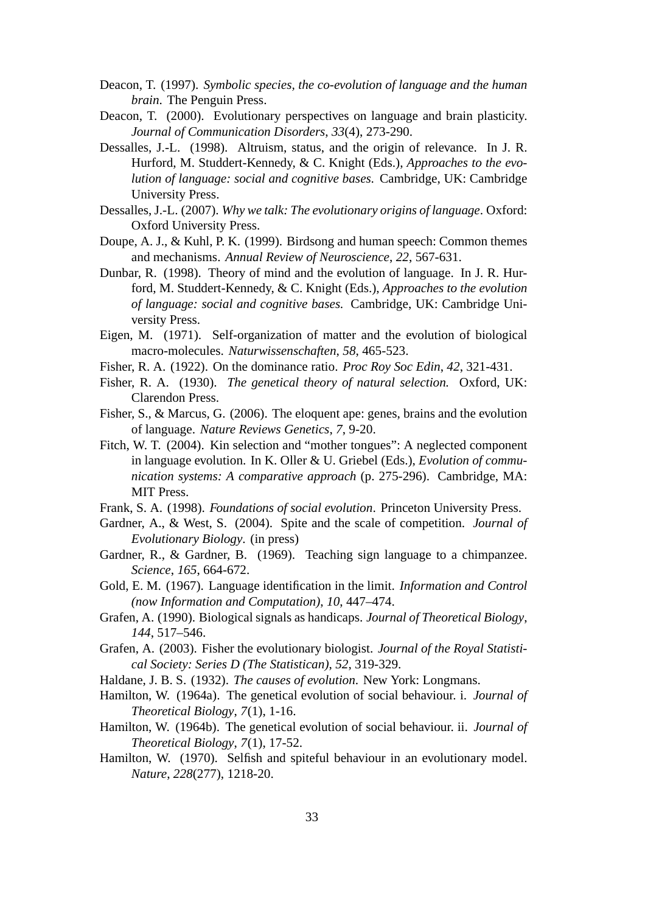Deacon, T. (1997). *Symbolic species, the co-evolution of language and the human brain*. The Penguin Press.

Deacon, T. (2000). Evolutionary perspectives on language and brain plasticity. *Journal of Communication Disorders*, *33*(4), 273-290.

Dessalles, J.-L. (1998). Altruism, status, and the origin of relevance. In J. R. Hurford, M. Studdert-Kennedy, & C. Knight (Eds.), *Approaches to the evolution of language: social and cognitive bases*. Cambridge, UK: Cambridge University Press.

Dessalles, J.-L. (2007). *Why we talk: The evolutionary origins of language*. Oxford: Oxford University Press.

Doupe, A. J., & Kuhl, P. K. (1999). Birdsong and human speech: Common themes and mechanisms. *Annual Review of Neuroscience*, *22*, 567-631.

Dunbar, R. (1998). Theory of mind and the evolution of language. In J. R. Hurford, M. Studdert-Kennedy, & C. Knight (Eds.), *Approaches to the evolution of language: social and cognitive bases.* Cambridge, UK: Cambridge University Press.

Eigen, M. (1971). Self-organization of matter and the evolution of biological macro-molecules. *Naturwissenschaften*, *58*, 465-523.

Fisher, R. A. (1922). On the dominance ratio. *Proc Roy Soc Edin*, *42*, 321-431.

Fisher, R. A. (1930). *The genetical theory of natural selection.* Oxford, UK: Clarendon Press.

Fisher, S., & Marcus, G. (2006). The eloquent ape: genes, brains and the evolution of language. *Nature Reviews Genetics*, *7*, 9-20.

Fitch, W. T. (2004). Kin selection and "mother tongues": A neglected component in language evolution. In K. Oller & U. Griebel (Eds.), *Evolution of communication systems: A comparative approach* (p. 275-296). Cambridge, MA: MIT Press.

Frank, S. A. (1998). *Foundations of social evolution*. Princeton University Press.

Gardner, A., & West, S. (2004). Spite and the scale of competition. *Journal of Evolutionary Biology*. (in press)

Gardner, R., & Gardner, B. (1969). Teaching sign language to a chimpanzee. *Science*, *165*, 664-672.

Gold, E. M. (1967). Language identification in the limit. *Information and Control (now Information and Computation)*, *10*, 447–474.

Grafen, A. (1990). Biological signals as handicaps. *Journal of Theoretical Biology*, *144*, 517–546.

Grafen, A. (2003). Fisher the evolutionary biologist. *Journal of the Royal Statistical Society: Series D (The Statistican)*, *52*, 319-329.

Haldane, J. B. S. (1932). *The causes of evolution*. New York: Longmans.

Hamilton, W. (1964a). The genetical evolution of social behaviour. i. *Journal of Theoretical Biology*, *7*(1), 1-16.

Hamilton, W. (1964b). The genetical evolution of social behaviour. ii. *Journal of Theoretical Biology*, *7*(1), 17-52.

Hamilton, W. (1970). Selfish and spiteful behaviour in an evolutionary model. *Nature*, *228*(277), 1218-20.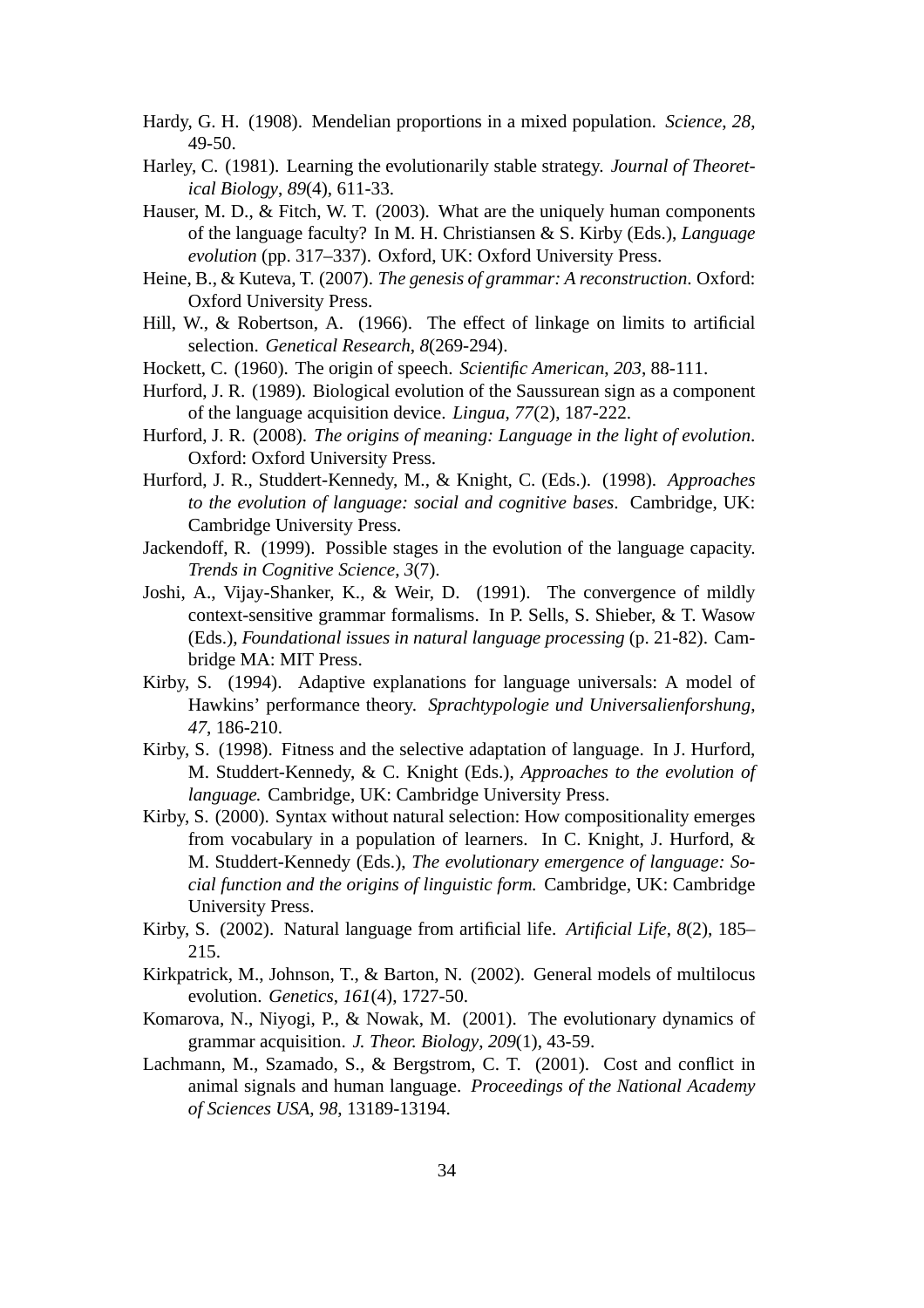Hardy, G. H. (1908). Mendelian proportions in a mixed population. *Science*, *28*, 49-50.

Harley, C. (1981). Learning the evolutionarily stable strategy. *Journal of Theoretical Biology*, *89*(4), 611-33.

Hauser, M. D., & Fitch, W. T. (2003). What are the uniquely human components of the language faculty? In M. H. Christiansen & S. Kirby (Eds.), *Language evolution* (pp. 317–337). Oxford, UK: Oxford University Press.

Heine, B., & Kuteva, T. (2007). *The genesis of grammar: A reconstruction*. Oxford: Oxford University Press.

Hill, W., & Robertson, A. (1966). The effect of linkage on limits to artificial selection. *Genetical Research*, *8*(269-294).

Hockett, C. (1960). The origin of speech. *Scientific American*, *203*, 88-111.

Hurford, J. R. (1989). Biological evolution of the Saussurean sign as a component of the language acquisition device. *Lingua*, *77*(2), 187-222.

Hurford, J. R. (2008). *The origins of meaning: Language in the light of evolution*. Oxford: Oxford University Press.

Hurford, J. R., Studdert-Kennedy, M., & Knight, C. (Eds.). (1998). *Approaches to the evolution of language: social and cognitive bases*. Cambridge, UK: Cambridge University Press.

Jackendoff, R. (1999). Possible stages in the evolution of the language capacity. *Trends in Cognitive Science*, *3*(7).

Joshi, A., Vijay-Shanker, K., & Weir, D. (1991). The convergence of mildly context-sensitive grammar formalisms. In P. Sells, S. Shieber, & T. Wasow (Eds.), *Foundational issues in natural language processing* (p. 21-82). Cambridge MA: MIT Press.

Kirby, S. (1994). Adaptive explanations for language universals: A model of Hawkins' performance theory. *Sprachtypologie und Universalienforshung*, *47*, 186-210.

Kirby, S. (1998). Fitness and the selective adaptation of language. In J. Hurford, M. Studdert-Kennedy, & C. Knight (Eds.), *Approaches to the evolution of language.* Cambridge, UK: Cambridge University Press.

Kirby, S. (2000). Syntax without natural selection: How compositionality emerges from vocabulary in a population of learners. In C. Knight, J. Hurford, & M. Studdert-Kennedy (Eds.), *The evolutionary emergence of language: Social function and the origins of linguistic form.* Cambridge, UK: Cambridge University Press.

Kirby, S. (2002). Natural language from artificial life. *Artificial Life*, *8*(2), 185–215.

Kirkpatrick, M., Johnson, T., & Barton, N. (2002). General models of multilocus evolution. *Genetics*, *161*(4), 1727-50.

Komarova, N., Niyogi, P., & Nowak, M. (2001). The evolutionary dynamics of grammar acquisition. *J. Theor. Biology*, *209*(1), 43-59.

Lachmann, M., Szamado, S., & Bergstrom, C. T. (2001). Cost and conflict in animal signals and human language. *Proceedings of the National Academy of Sciences USA*, *98*, 13189-13194.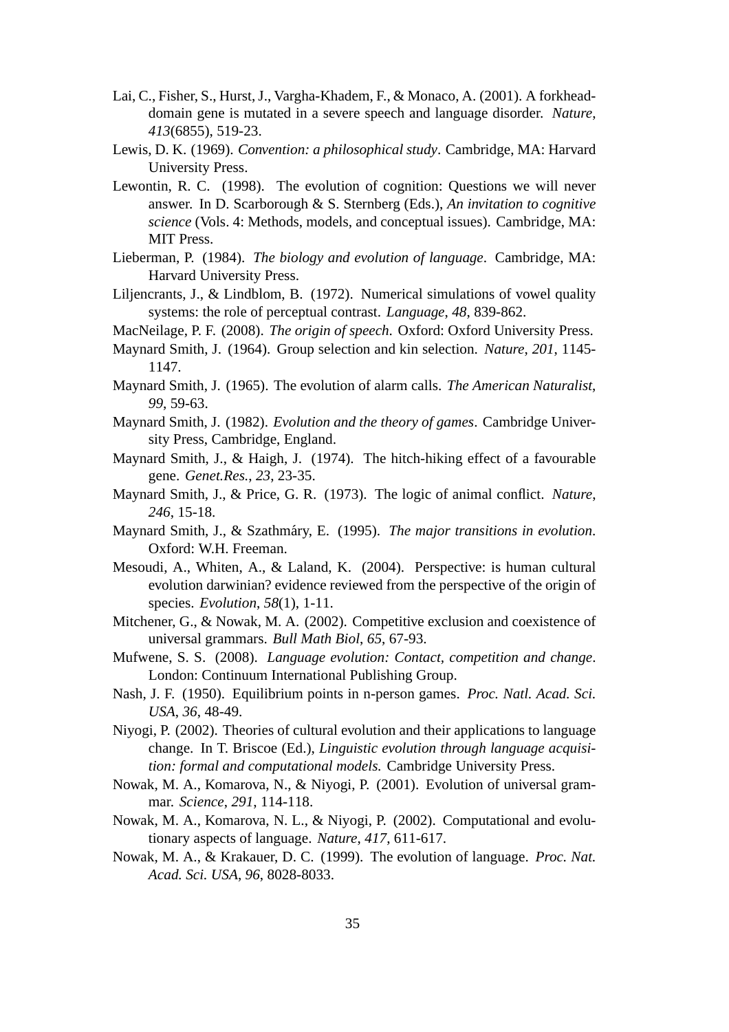Lai, C., Fisher, S., Hurst, J., Vargha-Khadem, F., & Monaco, A. (2001). A forkhead-domain gene is mutated in a severe speech and language disorder. *Nature*, *413*(6855), 519-23.

Lewis, D. K. (1969). *Convention: a philosophical study*. Cambridge, MA: Harvard University Press.

Lewontin, R. C. (1998). The evolution of cognition: Questions we will never answer. In D. Scarborough & S. Sternberg (Eds.), *An invitation to cognitive science* (Vols. 4: Methods, models, and conceptual issues). Cambridge, MA: MIT Press.

Lieberman, P. (1984). *The biology and evolution of language*. Cambridge, MA: Harvard University Press.

Liljencrants, J., & Lindblom, B. (1972). Numerical simulations of vowel quality systems: the role of perceptual contrast. *Language*, *48*, 839-862.

MacNeilage, P. F. (2008). *The origin of speech*. Oxford: Oxford University Press.

Maynard Smith, J. (1964). Group selection and kin selection. *Nature*, *201*, 1145-1147.

Maynard Smith, J. (1965). The evolution of alarm calls. *The American Naturalist*, *99*, 59-63.

Maynard Smith, J. (1982). *Evolution and the theory of games*. Cambridge University Press, Cambridge, England.

Maynard Smith, J., & Haigh, J. (1974). The hitch-hiking effect of a favourable gene. *Genet.Res.*, *23*, 23-35.

Maynard Smith, J., & Price, G. R. (1973). The logic of animal conflict. *Nature*, *246*, 15-18.

Maynard Smith, J., & Szathmáry, E. (1995). *The major transitions in evolution*. Oxford: W.H. Freeman.

Mesoudi, A., Whiten, A., & Laland, K. (2004). Perspective: is human cultural evolution darwinian? evidence reviewed from the perspective of the origin of species. *Evolution*, *58*(1), 1-11.

Mitchener, G., & Nowak, M. A. (2002). Competitive exclusion and coexistence of universal grammars. *Bull Math Biol*, *65*, 67-93.

Mufwene, S. S. (2008). *Language evolution: Contact, competition and change*. London: Continuum International Publishing Group.

Nash, J. F. (1950). Equilibrium points in n-person games. *Proc. Natl. Acad. Sci. USA*, *36*, 48-49.

Niyogi, P. (2002). Theories of cultural evolution and their applications to language change. In T. Briscoe (Ed.), *Linguistic evolution through language acquisition: formal and computational models.* Cambridge University Press.

Nowak, M. A., Komarova, N., & Niyogi, P. (2001). Evolution of universal grammar. *Science*, *291*, 114-118.

Nowak, M. A., Komarova, N. L., & Niyogi, P. (2002). Computational and evolutionary aspects of language. *Nature*, *417*, 611-617.

Nowak, M. A., & Krakauer, D. C. (1999). The evolution of language. *Proc. Nat. Acad. Sci. USA*, *96*, 8028-8033.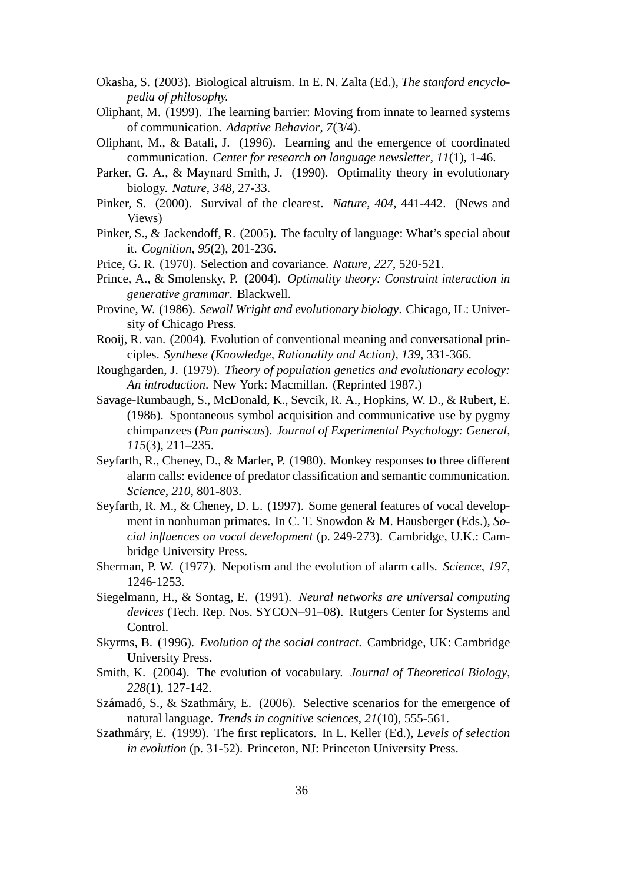Okasha, S. (2003). Biological altruism. In E. N. Zalta (Ed.), *The stanford encyclopedia of philosophy.*

Oliphant, M. (1999). The learning barrier: Moving from innate to learned systems of communication. *Adaptive Behavior*, *7*(3/4).

Oliphant, M., & Batali, J. (1996). Learning and the emergence of coordinated communication. *Center for research on language newsletter*, *11*(1), 1-46.

Parker, G. A., & Maynard Smith, J. (1990). Optimality theory in evolutionary biology. *Nature*, *348*, 27-33.

Pinker, S. (2000). Survival of the clearest. *Nature*, *404*, 441-442. (News and Views)

Pinker, S., & Jackendoff, R. (2005). The faculty of language: What's special about it. *Cognition*, *95*(2), 201-236.

Price, G. R. (1970). Selection and covariance. *Nature*, *227*, 520-521.

Prince, A., & Smolensky, P. (2004). *Optimality theory: Constraint interaction in generative grammar*. Blackwell.

Provine, W. (1986). *Sewall Wright and evolutionary biology*. Chicago, IL: University of Chicago Press.

Rooij, R. van. (2004). Evolution of conventional meaning and conversational principles. *Synthese (Knowledge, Rationality and Action)*, *139*, 331-366.

Roughgarden, J. (1979). *Theory of population genetics and evolutionary ecology: An introduction*. New York: Macmillan. (Reprinted 1987.)

Savage-Rumbaugh, S., McDonald, K., Sevcik, R. A., Hopkins, W. D., & Rubert, E. (1986). Spontaneous symbol acquisition and communicative use by pygmy chimpanzees (*Pan paniscus*). *Journal of Experimental Psychology: General*, *115*(3), 211–235.

Seyfarth, R., Cheney, D., & Marler, P. (1980). Monkey responses to three different alarm calls: evidence of predator classification and semantic communication. *Science*, *210*, 801-803.

Seyfarth, R. M., & Cheney, D. L. (1997). Some general features of vocal development in nonhuman primates. In C. T. Snowdon & M. Hausberger (Eds.), *Social influences on vocal development* (p. 249-273). Cambridge, U.K.: Cambridge University Press.

Sherman, P. W. (1977). Nepotism and the evolution of alarm calls. *Science*, *197*, 1246-1253.

Siegelmann, H., & Sontag, E. (1991). *Neural networks are universal computing devices* (Tech. Rep. Nos. SYCON–91–08). Rutgers Center for Systems and Control.

Skyrms, B. (1996). *Evolution of the social contract*. Cambridge, UK: Cambridge University Press.

Smith, K. (2004). The evolution of vocabulary. *Journal of Theoretical Biology*, *228*(1), 127-142.

Számadó, S., & Szathmáry, E. (2006). Selective scenarios for the emergence of natural language. *Trends in cognitive sciences*, *21*(10), 555-561.

Szathmáry, E. (1999). The first replicators. In L. Keller (Ed.), *Levels of selection in evolution* (p. 31-52). Princeton, NJ: Princeton University Press.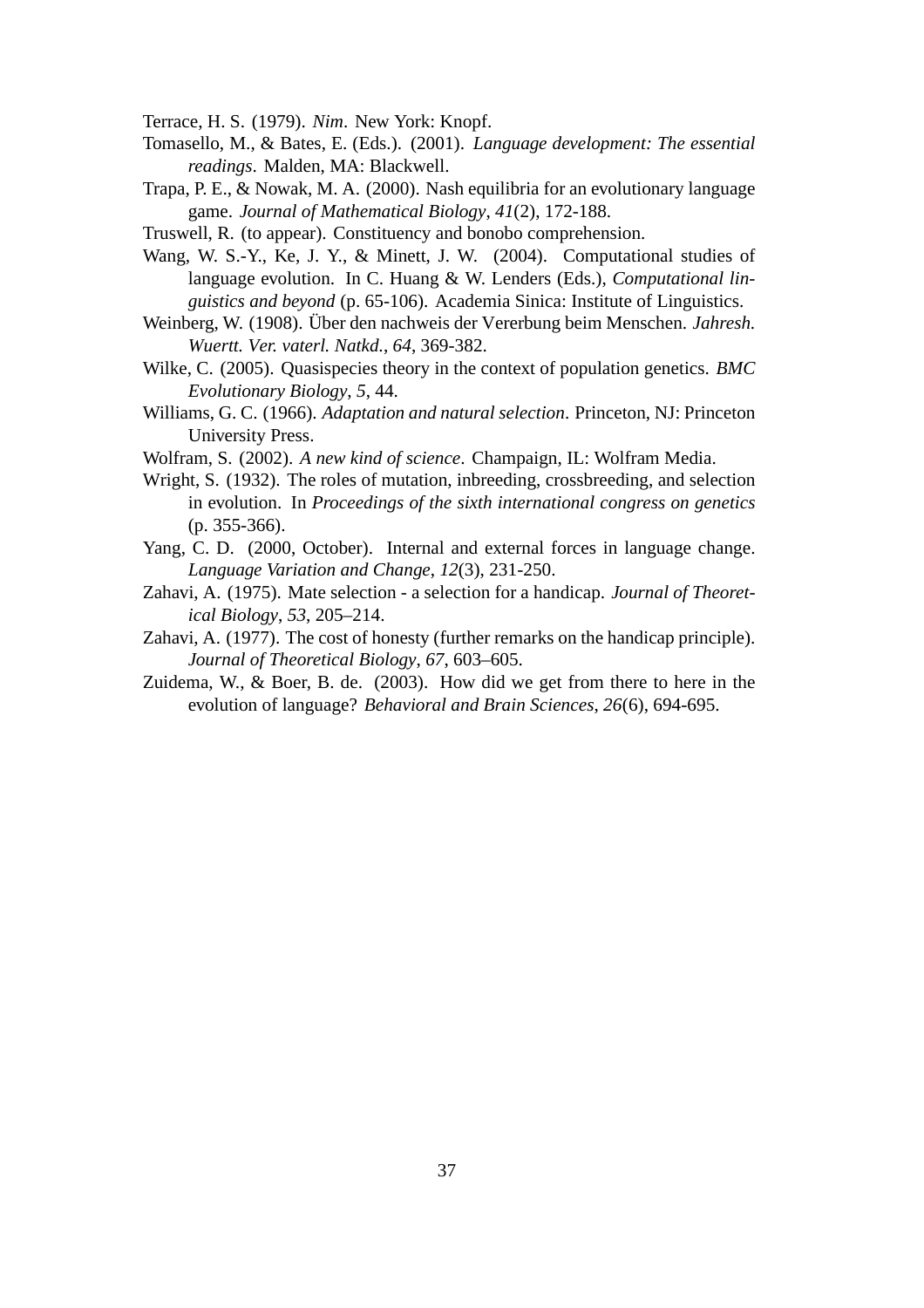Terrace, H. S. (1979). *Nim*. New York: Knopf.

Tomasello, M., & Bates, E. (Eds.). (2001). *Language development: The essential readings*. Malden, MA: Blackwell.

Trapa, P. E., & Nowak, M. A. (2000). Nash equilibria for an evolutionary language game. *Journal of Mathematical Biology*, *41*(2), 172-188.

Truswell, R. (to appear). Constituency and bonobo comprehension.

Wang, W. S.-Y., Ke, J. Y., & Minett, J. W. (2004). Computational studies of language evolution. In C. Huang & W. Lenders (Eds.), *Computational linguistics and beyond* (p. 65-106). Academia Sinica: Institute of Linguistics.

Weinberg, W. (1908). Über den nachweis der Vererbung beim Menschen. *Jahresh. Wuertt. Ver. vaterl. Natkd.*, *64*, 369-382.

Wilke, C. (2005). Quasispecies theory in the context of population genetics. *BMC Evolutionary Biology*, *5*, 44.

Williams, G. C. (1966). *Adaptation and natural selection*. Princeton, NJ: Princeton University Press.

Wolfram, S. (2002). *A new kind of science*. Champaign, IL: Wolfram Media.

Wright, S. (1932). The roles of mutation, inbreeding, crossbreeding, and selection in evolution. In *Proceedings of the sixth international congress on genetics* (p. 355-366).

Yang, C. D. (2000, October). Internal and external forces in language change. *Language Variation and Change*, *12*(3), 231-250.

Zahavi, A. (1975). Mate selection - a selection for a handicap. *Journal of Theoretical Biology*, *53*, 205–214.

Zahavi, A. (1977). The cost of honesty (further remarks on the handicap principle). *Journal of Theoretical Biology*, *67*, 603–605.

Zuidema, W., & Boer, B. de. (2003). How did we get from there to here in the evolution of language? *Behavioral and Brain Sciences*, *26*(6), 694-695.